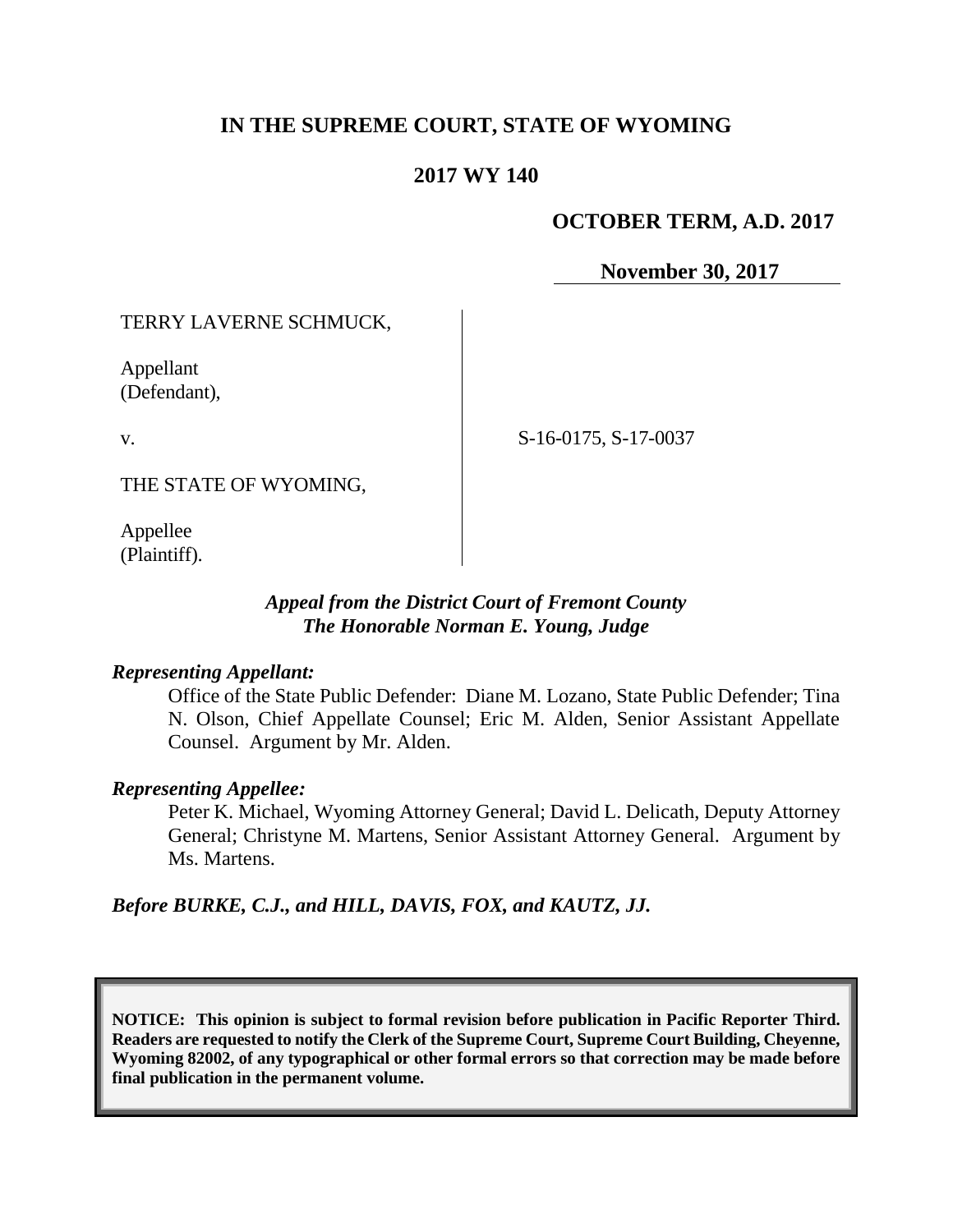# IN THE SUPREME COURT, STATE OF WYOMING

## 2017 WY 140

**OCTOBER TERM, A.D. 2017**

**November 30, 2017**

TERRY LAVERNE SCHMUCK,

Appellant
(Defendant),

v.

THE STATE OF WYOMING,

Appellee
(Plaintiff).

S-16-0175, S-17-0037

*Appeal from the District Court of Fremont County*
*The Honorable Norman E. Young, Judge*

***Representing Appellant:***

Office of the State Public Defender: Diane M. Lozano, State Public Defender; Tina N. Olson, Chief Appellate Counsel; Eric M. Alden, Senior Assistant Appellate Counsel. Argument by Mr. Alden.

***Representing Appellee:***

Peter K. Michael, Wyoming Attorney General; David L. Delicath, Deputy Attorney General; Christyne M. Martens, Senior Assistant Attorney General. Argument by Ms. Martens.

***Before BURKE, C.J., and HILL, DAVIS, FOX, and KAUTZ, JJ.***

**NOTICE: This opinion is subject to formal revision before publication in Pacific Reporter Third. Readers are requested to notify the Clerk of the Supreme Court, Supreme Court Building, Cheyenne, Wyoming 82002, of any typographical or other formal errors so that correction may be made before final publication in the permanent volume.**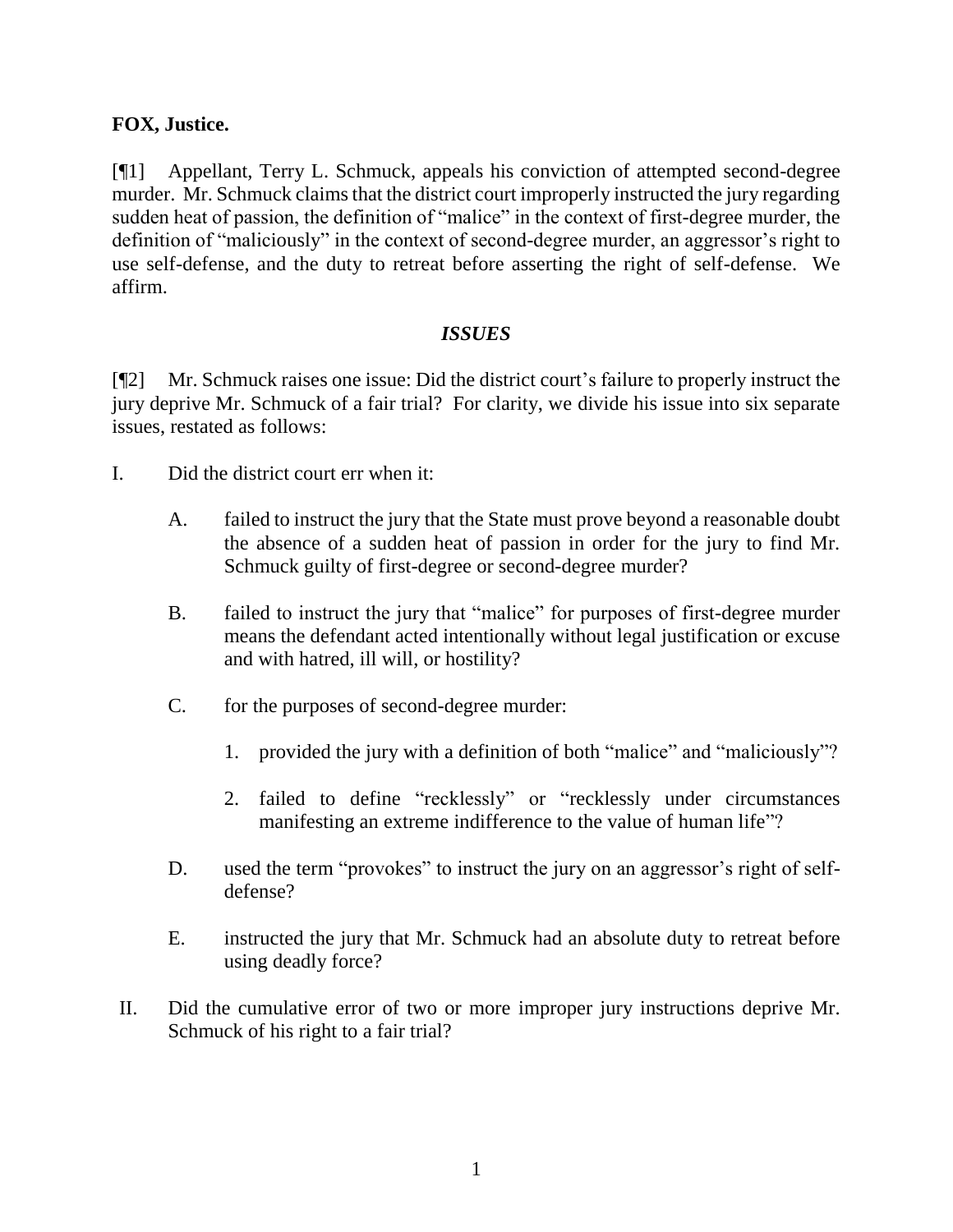**FOX, Justice.**

[¶1] Appellant, Terry L. Schmuck, appeals his conviction of attempted second-degree murder. Mr. Schmuck claims that the district court improperly instructed the jury regarding sudden heat of passion, the definition of "malice" in the context of first-degree murder, the definition of "maliciously" in the context of second-degree murder, an aggressor's right to use self-defense, and the duty to retreat before asserting the right of self-defense. We affirm.

## *ISSUES*

[¶2] Mr. Schmuck raises one issue: Did the district court's failure to properly instruct the jury deprive Mr. Schmuck of a fair trial? For clarity, we divide his issue into six separate issues, restated as follows:

I. Did the district court err when it:

   A. failed to instruct the jury that the State must prove beyond a reasonable doubt the absence of a sudden heat of passion in order for the jury to find Mr. Schmuck guilty of first-degree or second-degree murder?

   B. failed to instruct the jury that "malice" for purposes of first-degree murder means the defendant acted intentionally without legal justification or excuse and with hatred, ill will, or hostility?

   C. for the purposes of second-degree murder:

      1. provided the jury with a definition of both "malice" and "maliciously"?

      2. failed to define "recklessly" or "recklessly under circumstances manifesting an extreme indifference to the value of human life"?

   D. used the term "provokes" to instruct the jury on an aggressor's right of self-defense?

   E. instructed the jury that Mr. Schmuck had an absolute duty to retreat before using deadly force?

II. Did the cumulative error of two or more improper jury instructions deprive Mr. Schmuck of his right to a fair trial?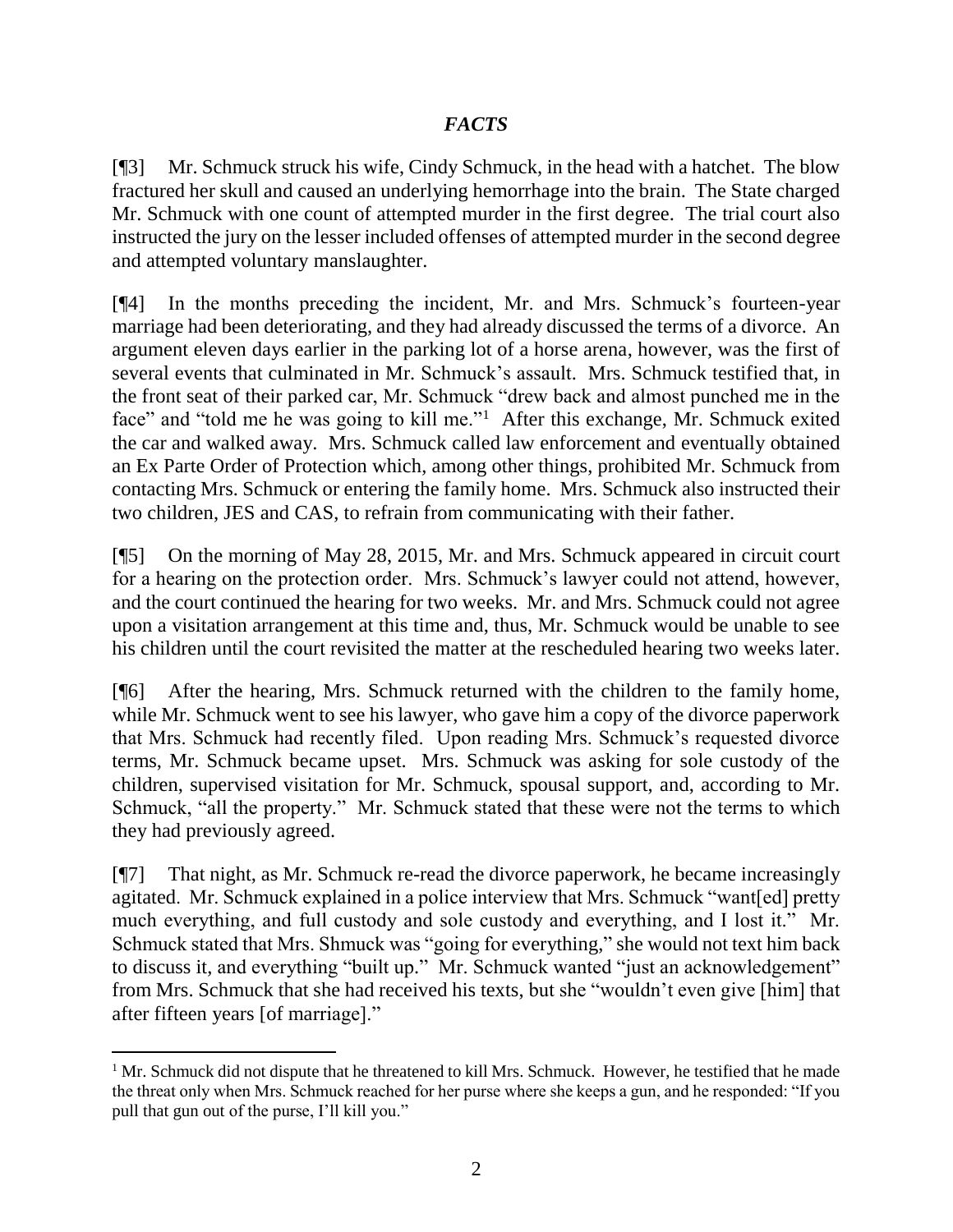## *FACTS*

[¶3] Mr. Schmuck struck his wife, Cindy Schmuck, in the head with a hatchet. The blow fractured her skull and caused an underlying hemorrhage into the brain. The State charged Mr. Schmuck with one count of attempted murder in the first degree. The trial court also instructed the jury on the lesser included offenses of attempted murder in the second degree and attempted voluntary manslaughter.

[¶4] In the months preceding the incident, Mr. and Mrs. Schmuck's fourteen-year marriage had been deteriorating, and they had already discussed the terms of a divorce. An argument eleven days earlier in the parking lot of a horse arena, however, was the first of several events that culminated in Mr. Schmuck's assault. Mrs. Schmuck testified that, in the front seat of their parked car, Mr. Schmuck "drew back and almost punched me in the face" and "told me he was going to kill me."[1] After this exchange, Mr. Schmuck exited the car and walked away. Mrs. Schmuck called law enforcement and eventually obtained an Ex Parte Order of Protection which, among other things, prohibited Mr. Schmuck from contacting Mrs. Schmuck or entering the family home. Mrs. Schmuck also instructed their two children, JES and CAS, to refrain from communicating with their father.

[¶5] On the morning of May 28, 2015, Mr. and Mrs. Schmuck appeared in circuit court for a hearing on the protection order. Mrs. Schmuck's lawyer could not attend, however, and the court continued the hearing for two weeks. Mr. and Mrs. Schmuck could not agree upon a visitation arrangement at this time and, thus, Mr. Schmuck would be unable to see his children until the court revisited the matter at the rescheduled hearing two weeks later.

[¶6] After the hearing, Mrs. Schmuck returned with the children to the family home, while Mr. Schmuck went to see his lawyer, who gave him a copy of the divorce paperwork that Mrs. Schmuck had recently filed. Upon reading Mrs. Schmuck's requested divorce terms, Mr. Schmuck became upset. Mrs. Schmuck was asking for sole custody of the children, supervised visitation for Mr. Schmuck, spousal support, and, according to Mr. Schmuck, "all the property." Mr. Schmuck stated that these were not the terms to which they had previously agreed.

[¶7] That night, as Mr. Schmuck re-read the divorce paperwork, he became increasingly agitated. Mr. Schmuck explained in a police interview that Mrs. Schmuck "want[ed] pretty much everything, and full custody and sole custody and everything, and I lost it." Mr. Schmuck stated that Mrs. Shmuck was "going for everything," she would not text him back to discuss it, and everything "built up." Mr. Schmuck wanted "just an acknowledgement" from Mrs. Schmuck that she had received his texts, but she "wouldn't even give [him] that after fifteen years [of marriage]."

---

[1] Mr. Schmuck did not dispute that he threatened to kill Mrs. Schmuck. However, he testified that he made the threat only when Mrs. Schmuck reached for her purse where she keeps a gun, and he responded: "If you pull that gun out of the purse, I'll kill you."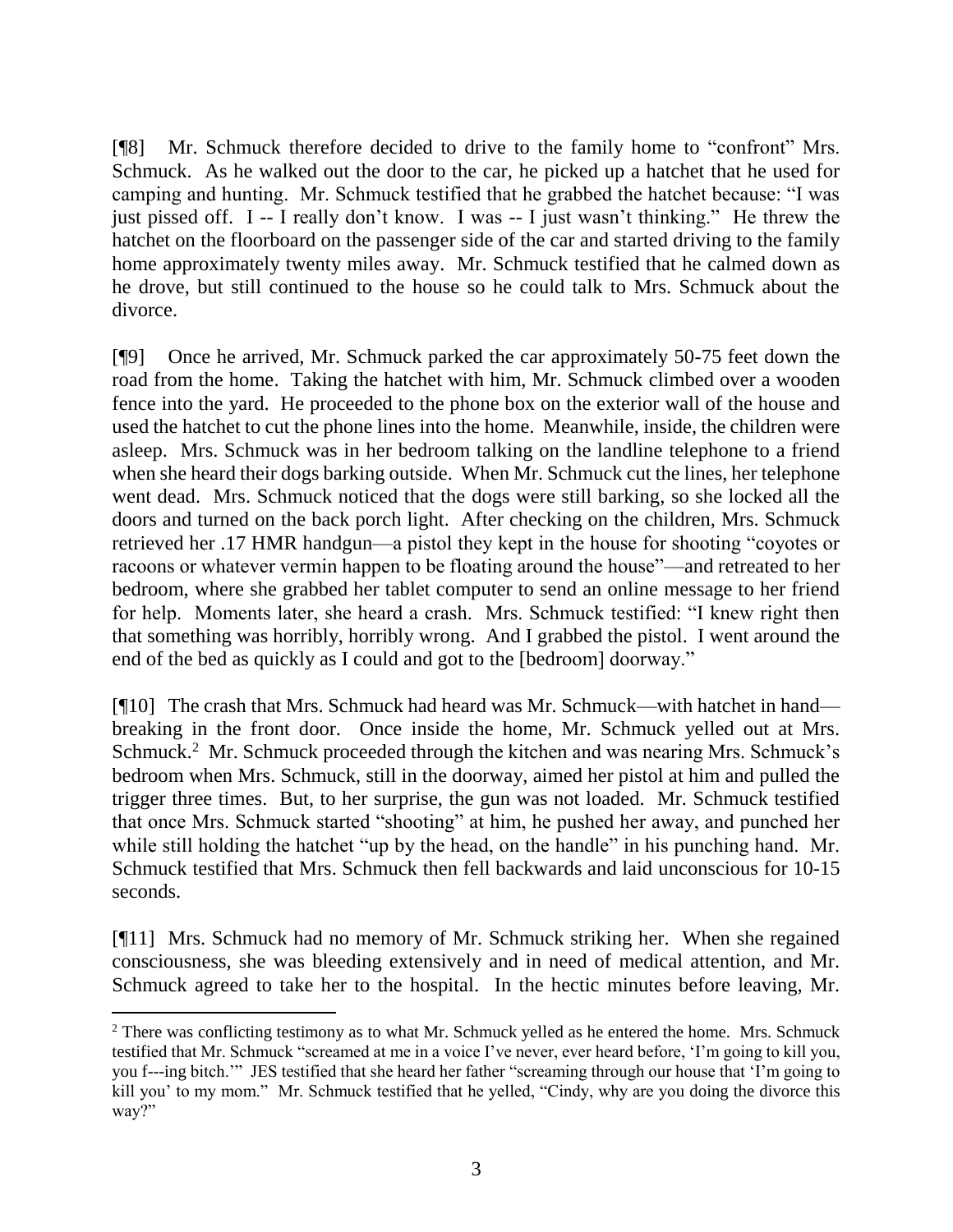[¶8] Mr. Schmuck therefore decided to drive to the family home to "confront" Mrs. Schmuck. As he walked out the door to the car, he picked up a hatchet that he used for camping and hunting. Mr. Schmuck testified that he grabbed the hatchet because: "I was just pissed off. I -- I really don't know. I was -- I just wasn't thinking." He threw the hatchet on the floorboard on the passenger side of the car and started driving to the family home approximately twenty miles away. Mr. Schmuck testified that he calmed down as he drove, but still continued to the house so he could talk to Mrs. Schmuck about the divorce.

[¶9] Once he arrived, Mr. Schmuck parked the car approximately 50-75 feet down the road from the home. Taking the hatchet with him, Mr. Schmuck climbed over a wooden fence into the yard. He proceeded to the phone box on the exterior wall of the house and used the hatchet to cut the phone lines into the home. Meanwhile, inside, the children were asleep. Mrs. Schmuck was in her bedroom talking on the landline telephone to a friend when she heard their dogs barking outside. When Mr. Schmuck cut the lines, her telephone went dead. Mrs. Schmuck noticed that the dogs were still barking, so she locked all the doors and turned on the back porch light. After checking on the children, Mrs. Schmuck retrieved her .17 HMR handgun—a pistol they kept in the house for shooting "coyotes or racoons or whatever vermin happen to be floating around the house"—and retreated to her bedroom, where she grabbed her tablet computer to send an online message to her friend for help. Moments later, she heard a crash. Mrs. Schmuck testified: "I knew right then that something was horribly, horribly wrong. And I grabbed the pistol. I went around the end of the bed as quickly as I could and got to the [bedroom] doorway."

[¶10] The crash that Mrs. Schmuck had heard was Mr. Schmuck—with hatchet in hand—breaking in the front door. Once inside the home, Mr. Schmuck yelled out at Mrs. Schmuck.[2] Mr. Schmuck proceeded through the kitchen and was nearing Mrs. Schmuck's bedroom when Mrs. Schmuck, still in the doorway, aimed her pistol at him and pulled the trigger three times. But, to her surprise, the gun was not loaded. Mr. Schmuck testified that once Mrs. Schmuck started "shooting" at him, he pushed her away, and punched her while still holding the hatchet "up by the head, on the handle" in his punching hand. Mr. Schmuck testified that Mrs. Schmuck then fell backwards and laid unconscious for 10-15 seconds.

[¶11] Mrs. Schmuck had no memory of Mr. Schmuck striking her. When she regained consciousness, she was bleeding extensively and in need of medical attention, and Mr. Schmuck agreed to take her to the hospital. In the hectic minutes before leaving, Mr.

---

[2] There was conflicting testimony as to what Mr. Schmuck yelled as he entered the home. Mrs. Schmuck testified that Mr. Schmuck "screamed at me in a voice I've never, ever heard before, 'I'm going to kill you, you f---ing bitch.'" JES testified that she heard her father "screaming through our house that 'I'm going to kill you' to my mom." Mr. Schmuck testified that he yelled, "Cindy, why are you doing the divorce this way?"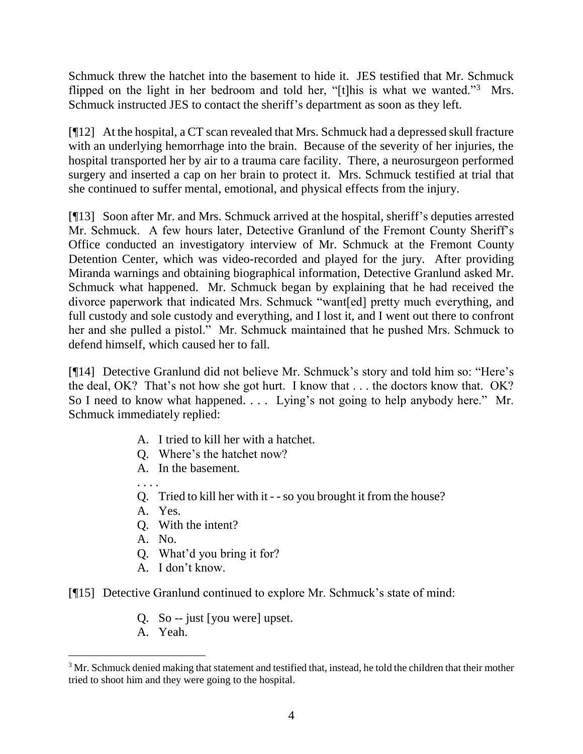Schmuck threw the hatchet into the basement to hide it. JES testified that Mr. Schmuck flipped on the light in her bedroom and told her, "[t]his is what we wanted."[3] Mrs. Schmuck instructed JES to contact the sheriff's department as soon as they left.

[¶12] At the hospital, a CT scan revealed that Mrs. Schmuck had a depressed skull fracture with an underlying hemorrhage into the brain. Because of the severity of her injuries, the hospital transported her by air to a trauma care facility. There, a neurosurgeon performed surgery and inserted a cap on her brain to protect it. Mrs. Schmuck testified at trial that she continued to suffer mental, emotional, and physical effects from the injury.

[¶13] Soon after Mr. and Mrs. Schmuck arrived at the hospital, sheriff's deputies arrested Mr. Schmuck. A few hours later, Detective Granlund of the Fremont County Sheriff's Office conducted an investigatory interview of Mr. Schmuck at the Fremont County Detention Center, which was video-recorded and played for the jury. After providing Miranda warnings and obtaining biographical information, Detective Granlund asked Mr. Schmuck what happened. Mr. Schmuck began by explaining that he had received the divorce paperwork that indicated Mrs. Schmuck "want[ed] pretty much everything, and full custody and sole custody and everything, and I lost it, and I went out there to confront her and she pulled a pistol." Mr. Schmuck maintained that he pushed Mrs. Schmuck to defend himself, which caused her to fall.

[¶14] Detective Granlund did not believe Mr. Schmuck's story and told him so: "Here's the deal, OK? That's not how she got hurt. I know that . . . the doctors know that. OK? So I need to know what happened. . . . Lying's not going to help anybody here." Mr. Schmuck immediately replied:

> A. I tried to kill her with a hatchet.
> Q. Where's the hatchet now?
> A. In the basement.
> . . . .
> Q. Tried to kill her with it - - so you brought it from the house?
> A. Yes.
> Q. With the intent?
> A. No.
> Q. What'd you bring it for?
> A. I don't know.

[¶15] Detective Granlund continued to explore Mr. Schmuck's state of mind:

> Q. So -- just [you were] upset.
> A. Yeah.

[3] Mr. Schmuck denied making that statement and testified that, instead, he told the children that their mother tried to shoot him and they were going to the hospital.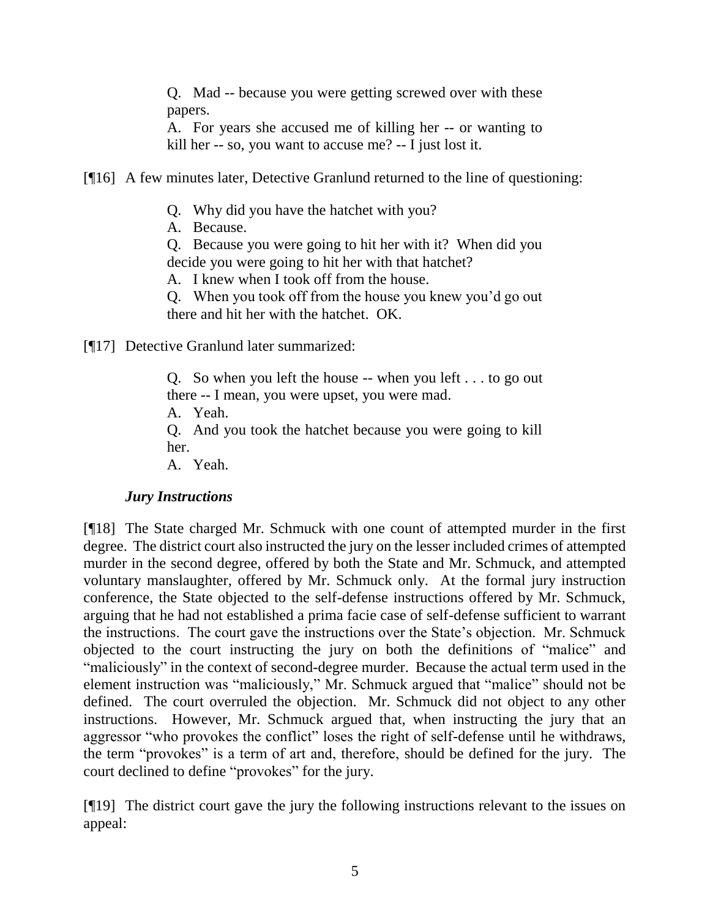> Q. Mad -- because you were getting screwed over with these papers.
>
> A. For years she accused me of killing her -- or wanting to kill her -- so, you want to accuse me? -- I just lost it.

[¶16] A few minutes later, Detective Granlund returned to the line of questioning:

> Q. Why did you have the hatchet with you?
>
> A. Because.
>
> Q. Because you were going to hit her with it? When did you decide you were going to hit her with that hatchet?
>
> A. I knew when I took off from the house.
>
> Q. When you took off from the house you knew you'd go out there and hit her with the hatchet. OK.

[¶17] Detective Granlund later summarized:

> Q. So when you left the house -- when you left . . . to go out there -- I mean, you were upset, you were mad.
>
> A. Yeah.
>
> Q. And you took the hatchet because you were going to kill her.
>
> A. Yeah.

### *Jury Instructions*

[¶18] The State charged Mr. Schmuck with one count of attempted murder in the first degree. The district court also instructed the jury on the lesser included crimes of attempted murder in the second degree, offered by both the State and Mr. Schmuck, and attempted voluntary manslaughter, offered by Mr. Schmuck only. At the formal jury instruction conference, the State objected to the self-defense instructions offered by Mr. Schmuck, arguing that he had not established a prima facie case of self-defense sufficient to warrant the instructions. The court gave the instructions over the State's objection. Mr. Schmuck objected to the court instructing the jury on both the definitions of "malice" and "maliciously" in the context of second-degree murder. Because the actual term used in the element instruction was "maliciously," Mr. Schmuck argued that "malice" should not be defined. The court overruled the objection. Mr. Schmuck did not object to any other instructions. However, Mr. Schmuck argued that, when instructing the jury that an aggressor "who provokes the conflict" loses the right of self-defense until he withdraws, the term "provokes" is a term of art and, therefore, should be defined for the jury. The court declined to define "provokes" for the jury.

[¶19] The district court gave the jury the following instructions relevant to the issues on appeal: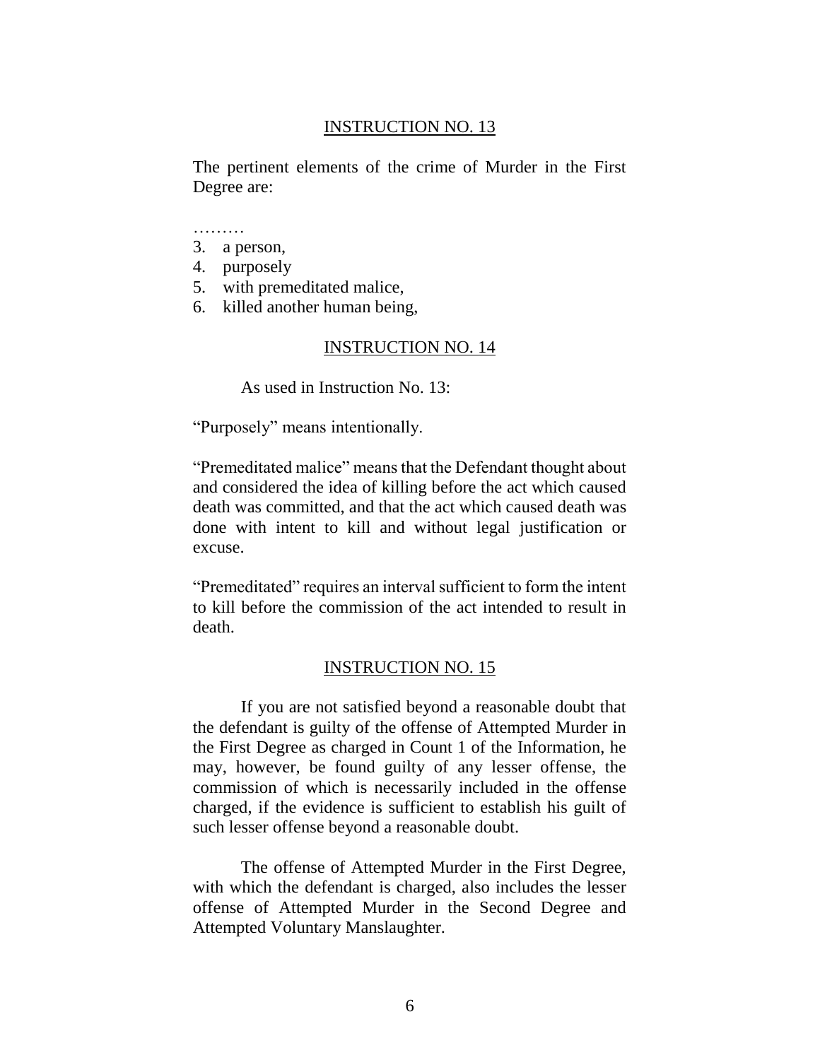INSTRUCTION NO. 13

The pertinent elements of the crime of Murder in the First Degree are:

………

3. a person,
4. purposely
5. with premeditated malice,
6. killed another human being,

INSTRUCTION NO. 14

As used in Instruction No. 13:

"Purposely" means intentionally.

"Premeditated malice" means that the Defendant thought about and considered the idea of killing before the act which caused death was committed, and that the act which caused death was done with intent to kill and without legal justification or excuse.

"Premeditated" requires an interval sufficient to form the intent to kill before the commission of the act intended to result in death.

INSTRUCTION NO. 15

If you are not satisfied beyond a reasonable doubt that the defendant is guilty of the offense of Attempted Murder in the First Degree as charged in Count 1 of the Information, he may, however, be found guilty of any lesser offense, the commission of which is necessarily included in the offense charged, if the evidence is sufficient to establish his guilt of such lesser offense beyond a reasonable doubt.

The offense of Attempted Murder in the First Degree, with which the defendant is charged, also includes the lesser offense of Attempted Murder in the Second Degree and Attempted Voluntary Manslaughter.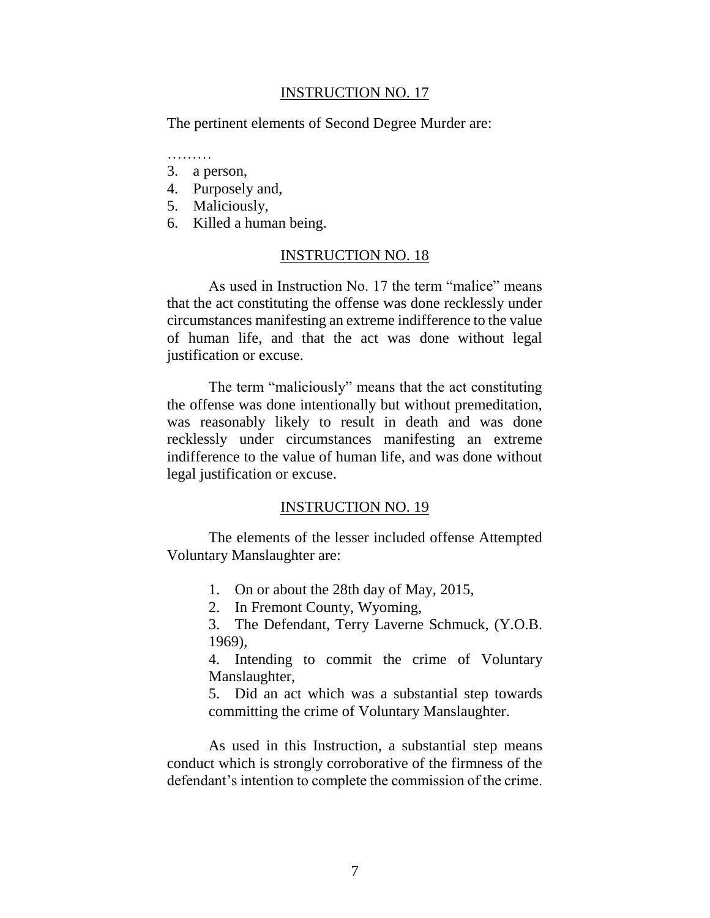INSTRUCTION NO. 17

The pertinent elements of Second Degree Murder are:

………

3. a person,
4. Purposely and,
5. Maliciously,
6. Killed a human being.

INSTRUCTION NO. 18

As used in Instruction No. 17 the term "malice" means that the act constituting the offense was done recklessly under circumstances manifesting an extreme indifference to the value of human life, and that the act was done without legal justification or excuse.

The term "maliciously" means that the act constituting the offense was done intentionally but without premeditation, was reasonably likely to result in death and was done recklessly under circumstances manifesting an extreme indifference to the value of human life, and was done without legal justification or excuse.

INSTRUCTION NO. 19

The elements of the lesser included offense Attempted Voluntary Manslaughter are:

1. On or about the 28th day of May, 2015,
2. In Fremont County, Wyoming,
3. The Defendant, Terry Laverne Schmuck, (Y.O.B. 1969),
4. Intending to commit the crime of Voluntary Manslaughter,
5. Did an act which was a substantial step towards committing the crime of Voluntary Manslaughter.

As used in this Instruction, a substantial step means conduct which is strongly corroborative of the firmness of the defendant's intention to complete the commission of the crime.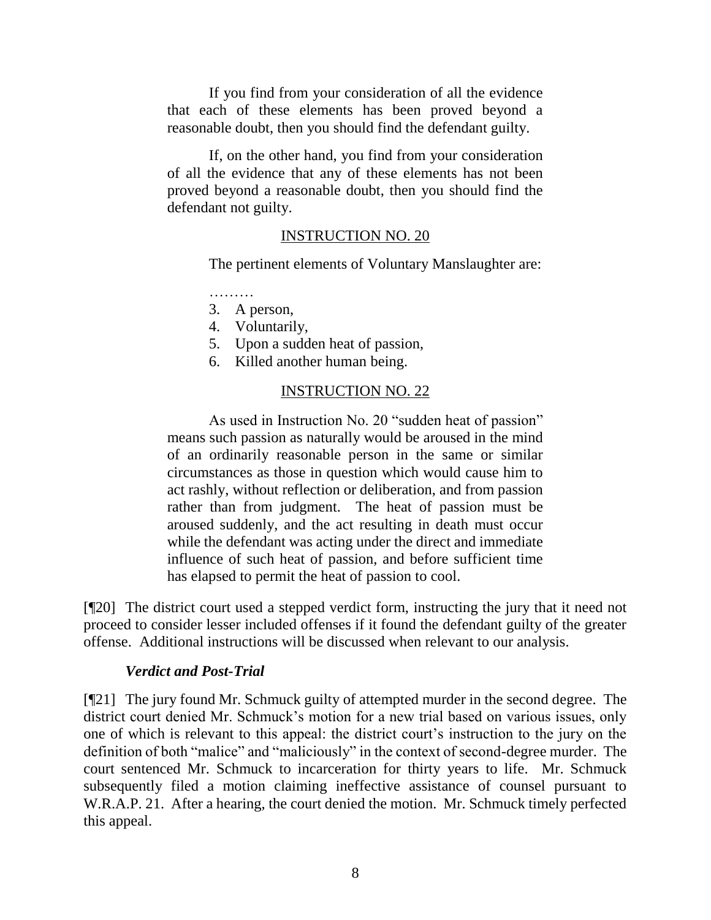> If you find from your consideration of all the evidence that each of these elements has been proved beyond a reasonable doubt, then you should find the defendant guilty.
>
> If, on the other hand, you find from your consideration of all the evidence that any of these elements has not been proved beyond a reasonable doubt, then you should find the defendant not guilty.
>
> INSTRUCTION NO. 20
>
> The pertinent elements of Voluntary Manslaughter are:
>
> ………
>
> 3. A person,
> 4. Voluntarily,
> 5. Upon a sudden heat of passion,
> 6. Killed another human being.
>
> INSTRUCTION NO. 22
>
> As used in Instruction No. 20 "sudden heat of passion" means such passion as naturally would be aroused in the mind of an ordinarily reasonable person in the same or similar circumstances as those in question which would cause him to act rashly, without reflection or deliberation, and from passion rather than from judgment. The heat of passion must be aroused suddenly, and the act resulting in death must occur while the defendant was acting under the direct and immediate influence of such heat of passion, and before sufficient time has elapsed to permit the heat of passion to cool.

[¶20] The district court used a stepped verdict form, instructing the jury that it need not proceed to consider lesser included offenses if it found the defendant guilty of the greater offense. Additional instructions will be discussed when relevant to our analysis.

### *Verdict and Post-Trial*

[¶21] The jury found Mr. Schmuck guilty of attempted murder in the second degree. The district court denied Mr. Schmuck's motion for a new trial based on various issues, only one of which is relevant to this appeal: the district court's instruction to the jury on the definition of both "malice" and "maliciously" in the context of second-degree murder. The court sentenced Mr. Schmuck to incarceration for thirty years to life. Mr. Schmuck subsequently filed a motion claiming ineffective assistance of counsel pursuant to W.R.A.P. 21. After a hearing, the court denied the motion. Mr. Schmuck timely perfected this appeal.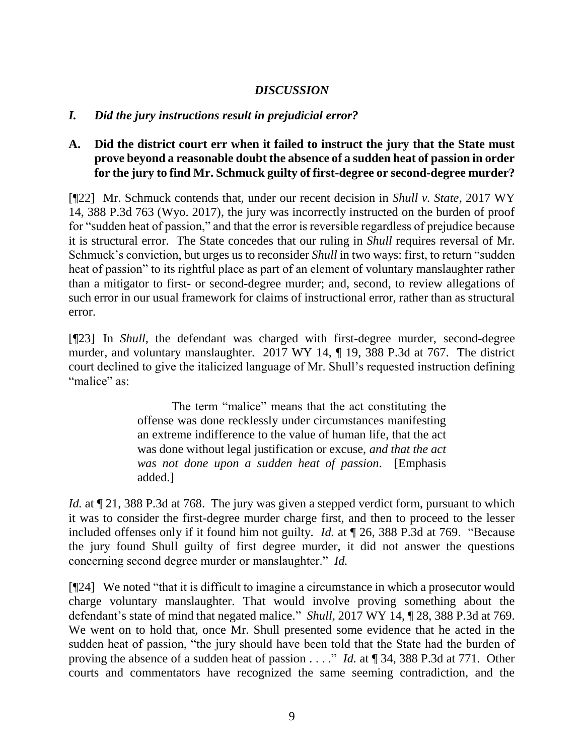## *DISCUSSION*

### *I. Did the jury instructions result in prejudicial error?*

### A. Did the district court err when it failed to instruct the jury that the State must prove beyond a reasonable doubt the absence of a sudden heat of passion in order for the jury to find Mr. Schmuck guilty of first-degree or second-degree murder?

[¶22] Mr. Schmuck contends that, under our recent decision in *Shull v. State*, 2017 WY 14, 388 P.3d 763 (Wyo. 2017), the jury was incorrectly instructed on the burden of proof for "sudden heat of passion," and that the error is reversible regardless of prejudice because it is structural error. The State concedes that our ruling in *Shull* requires reversal of Mr. Schmuck's conviction, but urges us to reconsider *Shull* in two ways: first, to return "sudden heat of passion" to its rightful place as part of an element of voluntary manslaughter rather than a mitigator to first- or second-degree murder; and, second, to review allegations of such error in our usual framework for claims of instructional error, rather than as structural error.

[¶23] In *Shull*, the defendant was charged with first-degree murder, second-degree murder, and voluntary manslaughter. 2017 WY 14, ¶ 19, 388 P.3d at 767. The district court declined to give the italicized language of Mr. Shull's requested instruction defining "malice" as:

> The term "malice" means that the act constituting the offense was done recklessly under circumstances manifesting an extreme indifference to the value of human life, that the act was done without legal justification or excuse, *and that the act was not done upon a sudden heat of passion*. [Emphasis added.]

*Id.* at ¶ 21, 388 P.3d at 768. The jury was given a stepped verdict form, pursuant to which it was to consider the first-degree murder charge first, and then to proceed to the lesser included offenses only if it found him not guilty. *Id.* at ¶ 26, 388 P.3d at 769. "Because the jury found Shull guilty of first degree murder, it did not answer the questions concerning second degree murder or manslaughter." *Id.*

[¶24] We noted "that it is difficult to imagine a circumstance in which a prosecutor would charge voluntary manslaughter. That would involve proving something about the defendant's state of mind that negated malice." *Shull*, 2017 WY 14, ¶ 28, 388 P.3d at 769. We went on to hold that, once Mr. Shull presented some evidence that he acted in the sudden heat of passion, "the jury should have been told that the State had the burden of proving the absence of a sudden heat of passion . . . ." *Id.* at ¶ 34, 388 P.3d at 771. Other courts and commentators have recognized the same seeming contradiction, and the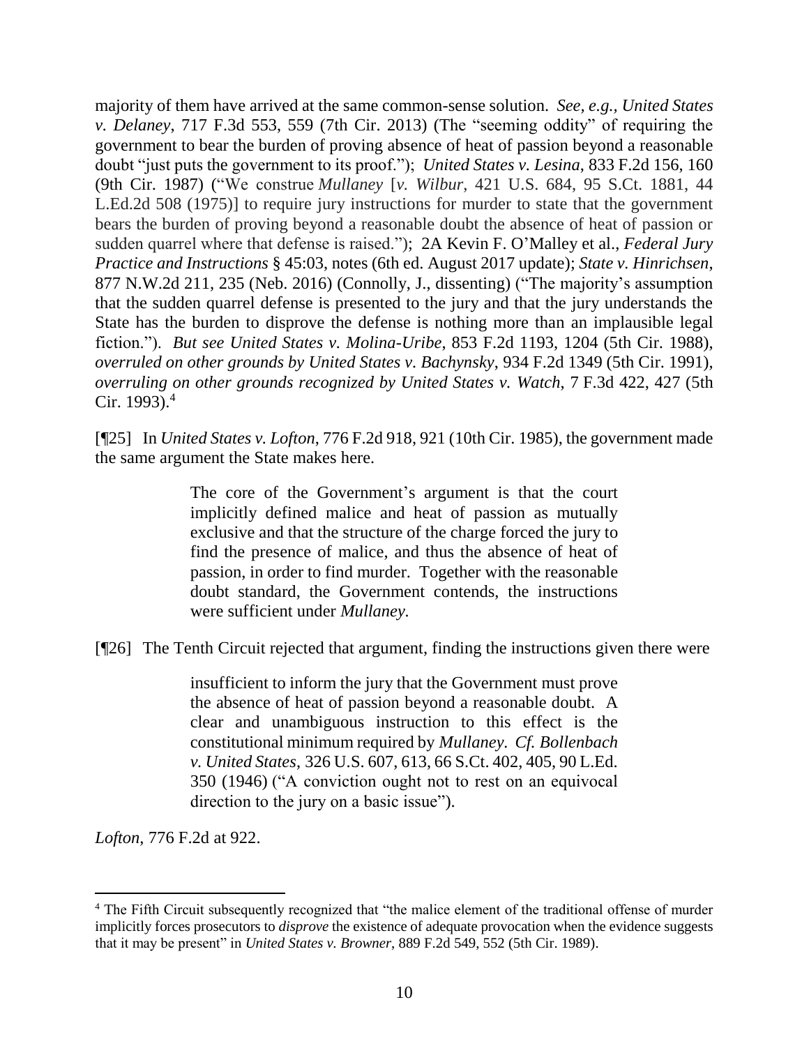majority of them have arrived at the same common-sense solution. *See, e.g., United States v. Delaney*, 717 F.3d 553, 559 (7th Cir. 2013) (The "seeming oddity" of requiring the government to bear the burden of proving absence of heat of passion beyond a reasonable doubt "just puts the government to its proof."); *United States v. Lesina*, 833 F.2d 156, 160 (9th Cir. 1987) ("We construe *Mullaney* [*v. Wilbur*, 421 U.S. 684, 95 S.Ct. 1881, 44 L.Ed.2d 508 (1975)] to require jury instructions for murder to state that the government bears the burden of proving beyond a reasonable doubt the absence of heat of passion or sudden quarrel where that defense is raised."); 2A Kevin F. O'Malley et al., *Federal Jury Practice and Instructions* § 45:03, notes (6th ed. August 2017 update); *State v. Hinrichsen*, 877 N.W.2d 211, 235 (Neb. 2016) (Connolly, J., dissenting) ("The majority's assumption that the sudden quarrel defense is presented to the jury and that the jury understands the State has the burden to disprove the defense is nothing more than an implausible legal fiction."). *But see United States v. Molina-Uribe*, 853 F.2d 1193, 1204 (5th Cir. 1988), *overruled on other grounds by United States v. Bachynsky*, 934 F.2d 1349 (5th Cir. 1991), *overruling on other grounds recognized by United States v. Watch*, 7 F.3d 422, 427 (5th Cir. 1993).[4]

[¶25] In *United States v. Lofton*, 776 F.2d 918, 921 (10th Cir. 1985), the government made the same argument the State makes here.

> The core of the Government's argument is that the court implicitly defined malice and heat of passion as mutually exclusive and that the structure of the charge forced the jury to find the presence of malice, and thus the absence of heat of passion, in order to find murder. Together with the reasonable doubt standard, the Government contends, the instructions were sufficient under *Mullaney*.

[¶26] The Tenth Circuit rejected that argument, finding the instructions given there were

> insufficient to inform the jury that the Government must prove the absence of heat of passion beyond a reasonable doubt. A clear and unambiguous instruction to this effect is the constitutional minimum required by *Mullaney*. *Cf. Bollenbach v. United States*, 326 U.S. 607, 613, 66 S.Ct. 402, 405, 90 L.Ed. 350 (1946) ("A conviction ought not to rest on an equivocal direction to the jury on a basic issue").

*Lofton*, 776 F.2d at 922.

---

[4] The Fifth Circuit subsequently recognized that "the malice element of the traditional offense of murder implicitly forces prosecutors to *disprove* the existence of adequate provocation when the evidence suggests that it may be present" in *United States v. Browner*, 889 F.2d 549, 552 (5th Cir. 1989).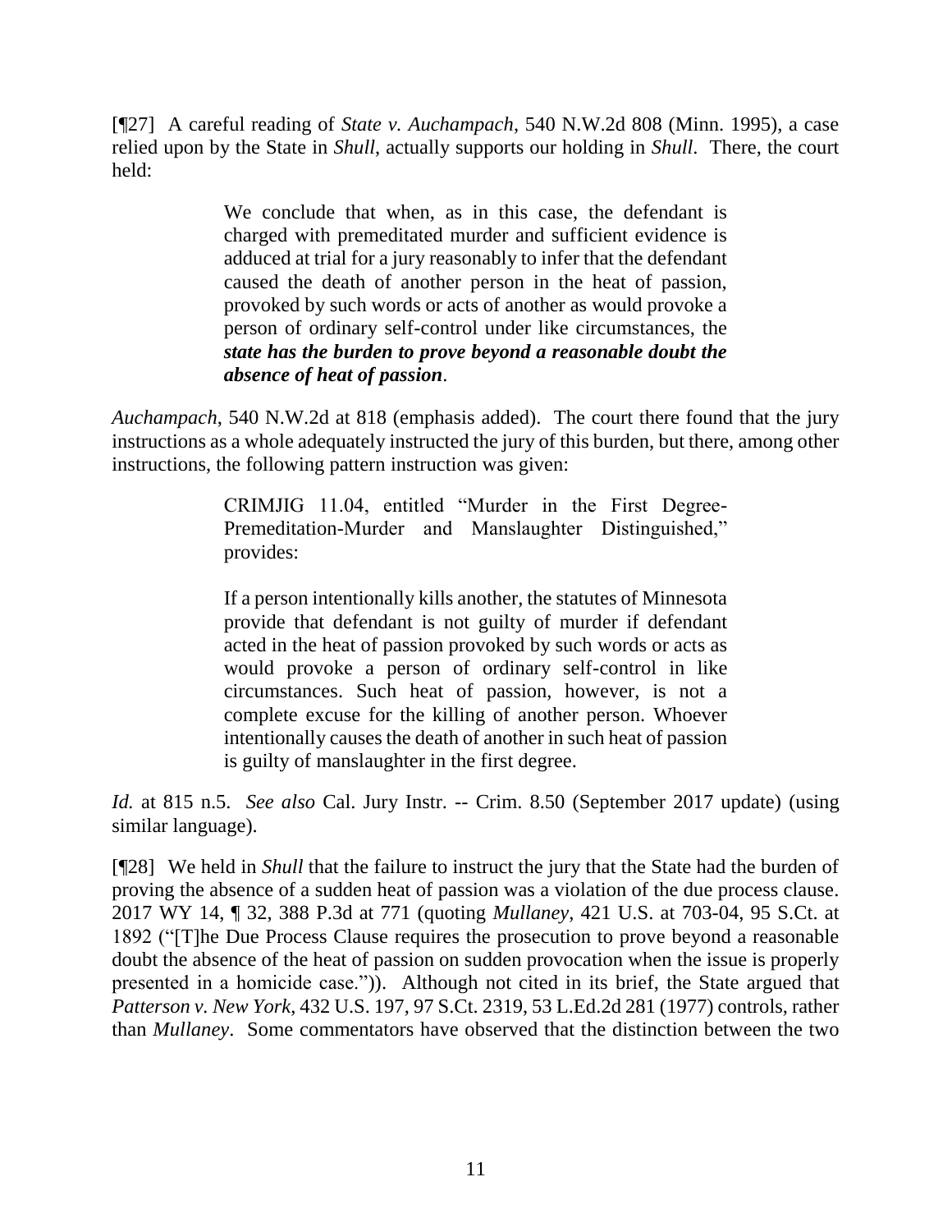[¶27] A careful reading of *State v. Auchampach*, 540 N.W.2d 808 (Minn. 1995), a case relied upon by the State in *Shull*, actually supports our holding in *Shull*. There, the court held:

> We conclude that when, as in this case, the defendant is charged with premeditated murder and sufficient evidence is adduced at trial for a jury reasonably to infer that the defendant caused the death of another person in the heat of passion, provoked by such words or acts of another as would provoke a person of ordinary self-control under like circumstances, the ***state has the burden to prove beyond a reasonable doubt the absence of heat of passion***.

*Auchampach*, 540 N.W.2d at 818 (emphasis added). The court there found that the jury instructions as a whole adequately instructed the jury of this burden, but there, among other instructions, the following pattern instruction was given:

> CRIMJIG 11.04, entitled "Murder in the First Degree-Premeditation-Murder and Manslaughter Distinguished," provides:
>
> If a person intentionally kills another, the statutes of Minnesota provide that defendant is not guilty of murder if defendant acted in the heat of passion provoked by such words or acts as would provoke a person of ordinary self-control in like circumstances. Such heat of passion, however, is not a complete excuse for the killing of another person. Whoever intentionally causes the death of another in such heat of passion is guilty of manslaughter in the first degree.

*Id.* at 815 n.5. *See also* Cal. Jury Instr. -- Crim. 8.50 (September 2017 update) (using similar language).

[¶28] We held in *Shull* that the failure to instruct the jury that the State had the burden of proving the absence of a sudden heat of passion was a violation of the due process clause. 2017 WY 14, ¶ 32, 388 P.3d at 771 (quoting *Mullaney*, 421 U.S. at 703-04, 95 S.Ct. at 1892 ("[T]he Due Process Clause requires the prosecution to prove beyond a reasonable doubt the absence of the heat of passion on sudden provocation when the issue is properly presented in a homicide case.")). Although not cited in its brief, the State argued that *Patterson v. New York*, 432 U.S. 197, 97 S.Ct. 2319, 53 L.Ed.2d 281 (1977) controls, rather than *Mullaney*. Some commentators have observed that the distinction between the two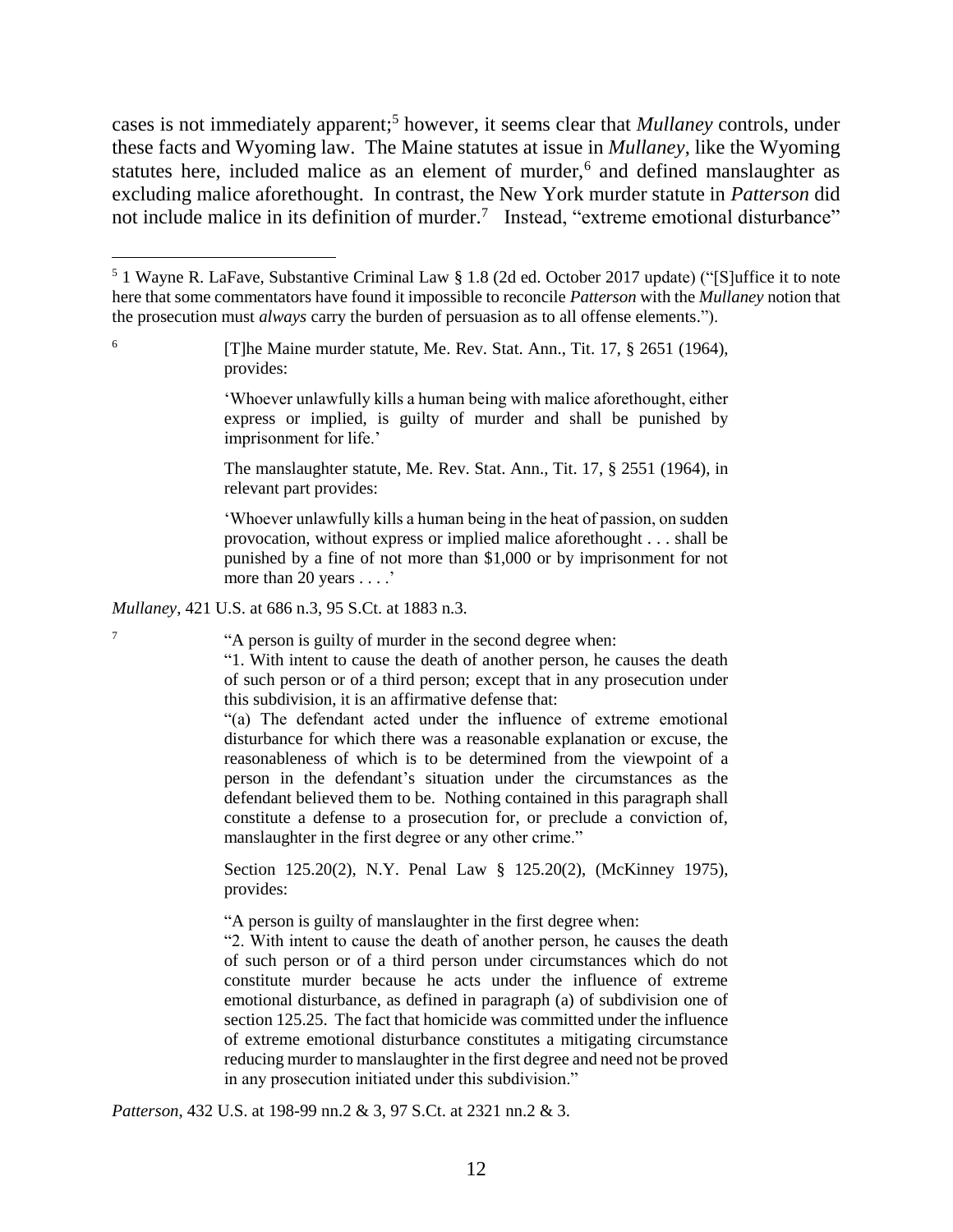cases is not immediately apparent;[5] however, it seems clear that *Mullaney* controls, under these facts and Wyoming law. The Maine statutes at issue in *Mullaney*, like the Wyoming statutes here, included malice as an element of murder,[6] and defined manslaughter as excluding malice aforethought. In contrast, the New York murder statute in *Patterson* did not include malice in its definition of murder.[7] Instead, "extreme emotional disturbance"

---

[5] 1 Wayne R. LaFave, Substantive Criminal Law § 1.8 (2d ed. October 2017 update) ("[S]uffice it to note here that some commentators have found it impossible to reconcile *Patterson* with the *Mullaney* notion that the prosecution must *always* carry the burden of persuasion as to all offense elements.").

[6]
> [T]he Maine murder statute, Me. Rev. Stat. Ann., Tit. 17, § 2651 (1964), provides:
>
> 'Whoever unlawfully kills a human being with malice aforethought, either express or implied, is guilty of murder and shall be punished by imprisonment for life.'
>
> The manslaughter statute, Me. Rev. Stat. Ann., Tit. 17, § 2551 (1964), in relevant part provides:
>
> 'Whoever unlawfully kills a human being in the heat of passion, on sudden provocation, without express or implied malice aforethought . . . shall be punished by a fine of not more than $1,000 or by imprisonment for not more than 20 years . . . .'

*Mullaney*, 421 U.S. at 686 n.3, 95 S.Ct. at 1883 n.3.

[7]
> "A person is guilty of murder in the second degree when:
>
> "1. With intent to cause the death of another person, he causes the death of such person or of a third person; except that in any prosecution under this subdivision, it is an affirmative defense that:
>
> "(a) The defendant acted under the influence of extreme emotional disturbance for which there was a reasonable explanation or excuse, the reasonableness of which is to be determined from the viewpoint of a person in the defendant's situation under the circumstances as the defendant believed them to be. Nothing contained in this paragraph shall constitute a defense to a prosecution for, or preclude a conviction of, manslaughter in the first degree or any other crime."
>
> Section 125.20(2), N.Y. Penal Law § 125.20(2), (McKinney 1975), provides:
>
> "A person is guilty of manslaughter in the first degree when:
>
> "2. With intent to cause the death of another person, he causes the death of such person or of a third person under circumstances which do not constitute murder because he acts under the influence of extreme emotional disturbance, as defined in paragraph (a) of subdivision one of section 125.25. The fact that homicide was committed under the influence of extreme emotional disturbance constitutes a mitigating circumstance reducing murder to manslaughter in the first degree and need not be proved in any prosecution initiated under this subdivision."

*Patterson*, 432 U.S. at 198-99 nn.2 & 3, 97 S.Ct. at 2321 nn.2 & 3.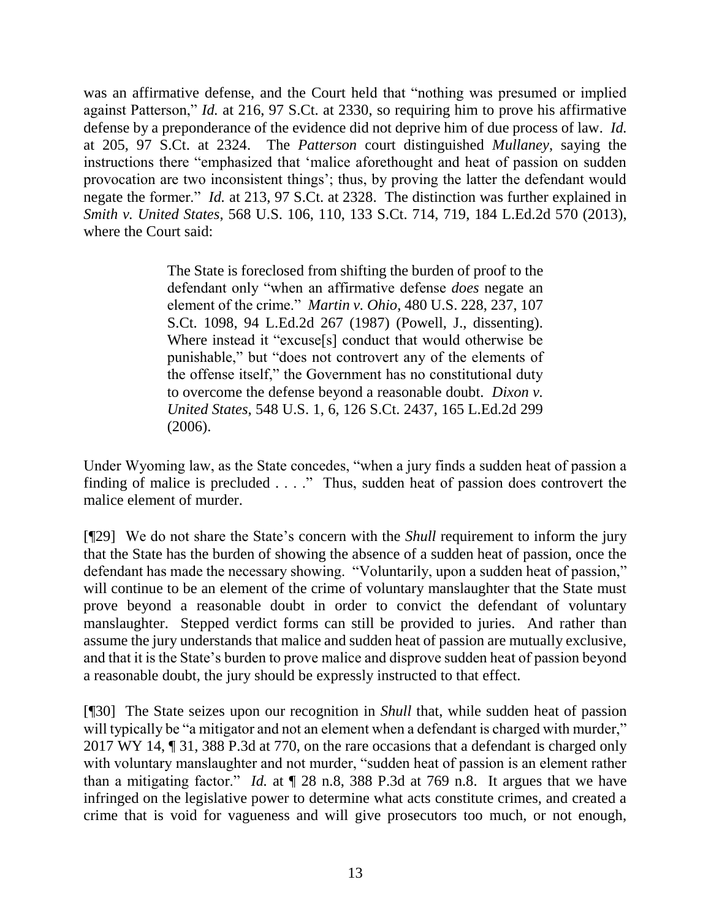was an affirmative defense, and the Court held that "nothing was presumed or implied against Patterson," *Id.* at 216, 97 S.Ct. at 2330, so requiring him to prove his affirmative defense by a preponderance of the evidence did not deprive him of due process of law. *Id.* at 205, 97 S.Ct. at 2324. The *Patterson* court distinguished *Mullaney*, saying the instructions there "emphasized that 'malice aforethought and heat of passion on sudden provocation are two inconsistent things'; thus, by proving the latter the defendant would negate the former." *Id.* at 213, 97 S.Ct. at 2328. The distinction was further explained in *Smith v. United States*, 568 U.S. 106, 110, 133 S.Ct. 714, 719, 184 L.Ed.2d 570 (2013), where the Court said:

> The State is foreclosed from shifting the burden of proof to the defendant only "when an affirmative defense *does* negate an element of the crime." *Martin v. Ohio*, 480 U.S. 228, 237, 107 S.Ct. 1098, 94 L.Ed.2d 267 (1987) (Powell, J., dissenting). Where instead it "excuse[s] conduct that would otherwise be punishable," but "does not controvert any of the elements of the offense itself," the Government has no constitutional duty to overcome the defense beyond a reasonable doubt. *Dixon v. United States*, 548 U.S. 1, 6, 126 S.Ct. 2437, 165 L.Ed.2d 299 (2006).

Under Wyoming law, as the State concedes, "when a jury finds a sudden heat of passion a finding of malice is precluded . . . ." Thus, sudden heat of passion does controvert the malice element of murder.

[¶29] We do not share the State's concern with the *Shull* requirement to inform the jury that the State has the burden of showing the absence of a sudden heat of passion, once the defendant has made the necessary showing. "Voluntarily, upon a sudden heat of passion," will continue to be an element of the crime of voluntary manslaughter that the State must prove beyond a reasonable doubt in order to convict the defendant of voluntary manslaughter. Stepped verdict forms can still be provided to juries. And rather than assume the jury understands that malice and sudden heat of passion are mutually exclusive, and that it is the State's burden to prove malice and disprove sudden heat of passion beyond a reasonable doubt, the jury should be expressly instructed to that effect.

[¶30] The State seizes upon our recognition in *Shull* that, while sudden heat of passion will typically be "a mitigator and not an element when a defendant is charged with murder," 2017 WY 14, ¶ 31, 388 P.3d at 770, on the rare occasions that a defendant is charged only with voluntary manslaughter and not murder, "sudden heat of passion is an element rather than a mitigating factor." *Id.* at ¶ 28 n.8, 388 P.3d at 769 n.8. It argues that we have infringed on the legislative power to determine what acts constitute crimes, and created a crime that is void for vagueness and will give prosecutors too much, or not enough,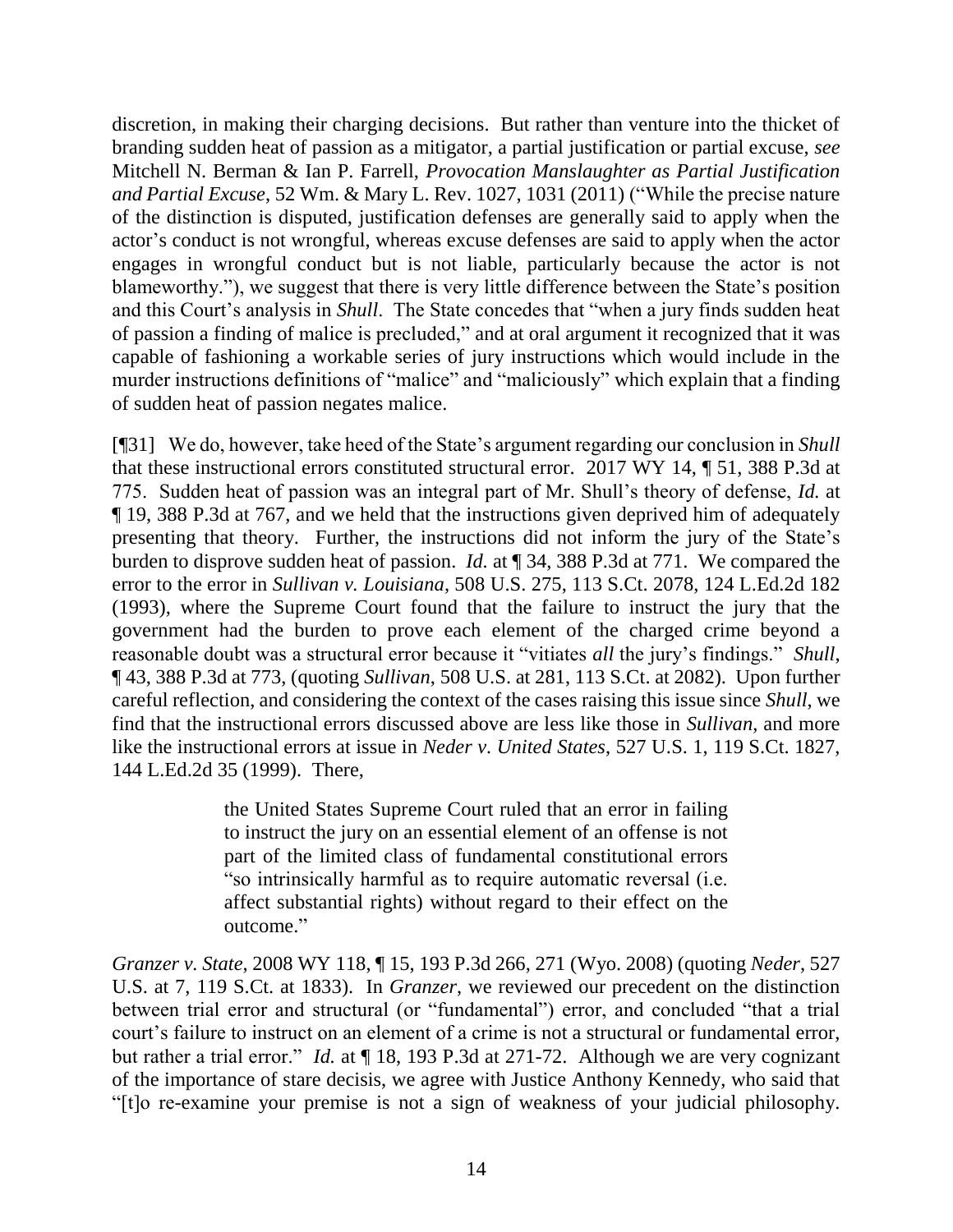discretion, in making their charging decisions. But rather than venture into the thicket of branding sudden heat of passion as a mitigator, a partial justification or partial excuse, *see* Mitchell N. Berman & Ian P. Farrell, *Provocation Manslaughter as Partial Justification and Partial Excuse*, 52 Wm. & Mary L. Rev. 1027, 1031 (2011) ("While the precise nature of the distinction is disputed, justification defenses are generally said to apply when the actor's conduct is not wrongful, whereas excuse defenses are said to apply when the actor engages in wrongful conduct but is not liable, particularly because the actor is not blameworthy."), we suggest that there is very little difference between the State's position and this Court's analysis in *Shull*. The State concedes that "when a jury finds sudden heat of passion a finding of malice is precluded," and at oral argument it recognized that it was capable of fashioning a workable series of jury instructions which would include in the murder instructions definitions of "malice" and "maliciously" which explain that a finding of sudden heat of passion negates malice.

[¶31] We do, however, take heed of the State's argument regarding our conclusion in *Shull* that these instructional errors constituted structural error. 2017 WY 14, ¶ 51, 388 P.3d at 775. Sudden heat of passion was an integral part of Mr. Shull's theory of defense, *Id.* at ¶ 19, 388 P.3d at 767, and we held that the instructions given deprived him of adequately presenting that theory. Further, the instructions did not inform the jury of the State's burden to disprove sudden heat of passion. *Id.* at ¶ 34, 388 P.3d at 771. We compared the error to the error in *Sullivan v. Louisiana*, 508 U.S. 275, 113 S.Ct. 2078, 124 L.Ed.2d 182 (1993), where the Supreme Court found that the failure to instruct the jury that the government had the burden to prove each element of the charged crime beyond a reasonable doubt was a structural error because it "vitiates *all* the jury's findings." *Shull*, ¶ 43, 388 P.3d at 773, (quoting *Sullivan*, 508 U.S. at 281, 113 S.Ct. at 2082). Upon further careful reflection, and considering the context of the cases raising this issue since *Shull*, we find that the instructional errors discussed above are less like those in *Sullivan*, and more like the instructional errors at issue in *Neder v. United States*, 527 U.S. 1, 119 S.Ct. 1827, 144 L.Ed.2d 35 (1999). There,

> the United States Supreme Court ruled that an error in failing to instruct the jury on an essential element of an offense is not part of the limited class of fundamental constitutional errors "so intrinsically harmful as to require automatic reversal (i.e. affect substantial rights) without regard to their effect on the outcome."

*Granzer v. State*, 2008 WY 118, ¶ 15, 193 P.3d 266, 271 (Wyo. 2008) (quoting *Neder*, 527 U.S. at 7, 119 S.Ct. at 1833). In *Granzer*, we reviewed our precedent on the distinction between trial error and structural (or "fundamental") error, and concluded "that a trial court's failure to instruct on an element of a crime is not a structural or fundamental error, but rather a trial error." *Id.* at ¶ 18, 193 P.3d at 271-72. Although we are very cognizant of the importance of stare decisis, we agree with Justice Anthony Kennedy, who said that "[t]o re-examine your premise is not a sign of weakness of your judicial philosophy.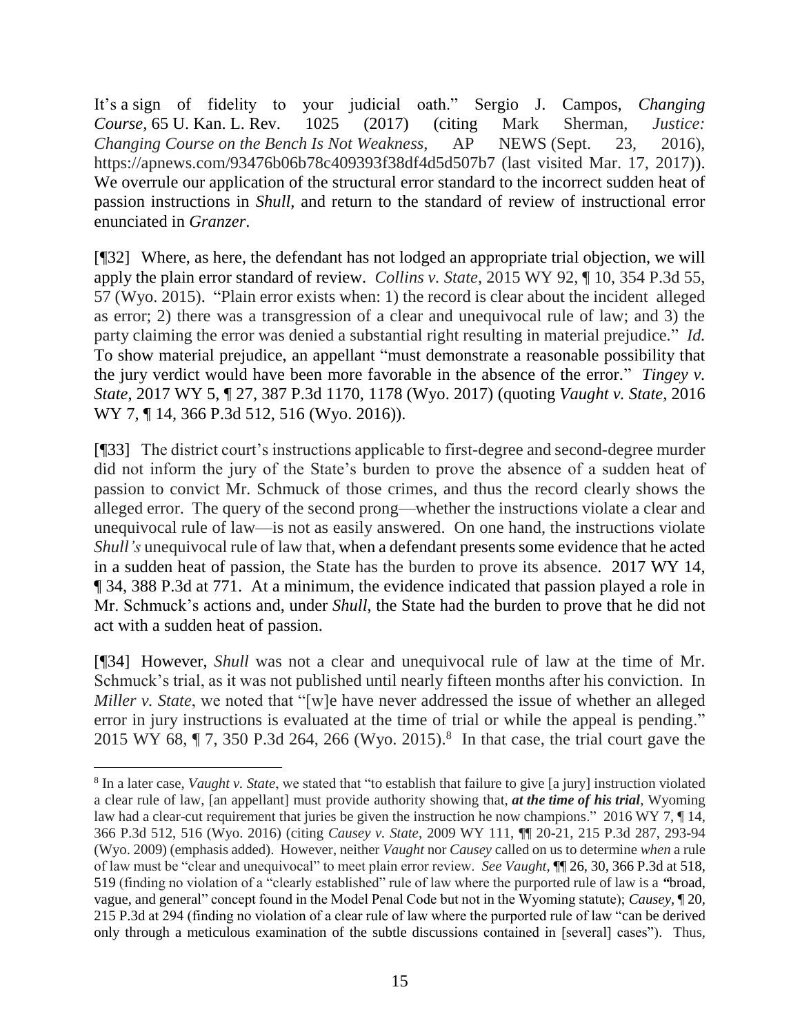It's a sign of fidelity to your judicial oath." Sergio J. Campos, *Changing Course*, 65 U. Kan. L. Rev. 1025 (2017) (citing Mark Sherman, *Justice: Changing Course on the Bench Is Not Weakness*, AP NEWS (Sept. 23, 2016), https://apnews.com/93476b06b78c409393f38df4d5d507b7 (last visited Mar. 17, 2017)). We overrule our application of the structural error standard to the incorrect sudden heat of passion instructions in *Shull*, and return to the standard of review of instructional error enunciated in *Granzer*.

[¶32] Where, as here, the defendant has not lodged an appropriate trial objection, we will apply the plain error standard of review. *Collins v. State*, 2015 WY 92, ¶ 10, 354 P.3d 55, 57 (Wyo. 2015). "Plain error exists when: 1) the record is clear about the incident alleged as error; 2) there was a transgression of a clear and unequivocal rule of law; and 3) the party claiming the error was denied a substantial right resulting in material prejudice." *Id.* To show material prejudice, an appellant "must demonstrate a reasonable possibility that the jury verdict would have been more favorable in the absence of the error." *Tingey v. State*, 2017 WY 5, ¶ 27, 387 P.3d 1170, 1178 (Wyo. 2017) (quoting *Vaught v. State*, 2016 WY 7, ¶ 14, 366 P.3d 512, 516 (Wyo. 2016)).

[¶33] The district court's instructions applicable to first-degree and second-degree murder did not inform the jury of the State's burden to prove the absence of a sudden heat of passion to convict Mr. Schmuck of those crimes, and thus the record clearly shows the alleged error. The query of the second prong—whether the instructions violate a clear and unequivocal rule of law—is not as easily answered. On one hand, the instructions violate *Shull's* unequivocal rule of law that, when a defendant presents some evidence that he acted in a sudden heat of passion, the State has the burden to prove its absence. 2017 WY 14, ¶ 34, 388 P.3d at 771. At a minimum, the evidence indicated that passion played a role in Mr. Schmuck's actions and, under *Shull*, the State had the burden to prove that he did not act with a sudden heat of passion.

[¶34] However, *Shull* was not a clear and unequivocal rule of law at the time of Mr. Schmuck's trial, as it was not published until nearly fifteen months after his conviction. In *Miller v. State*, we noted that "[w]e have never addressed the issue of whether an alleged error in jury instructions is evaluated at the time of trial or while the appeal is pending." 2015 WY 68, ¶ 7, 350 P.3d 264, 266 (Wyo. 2015).[8] In that case, the trial court gave the

---

[8] In a later case, *Vaught v. State*, we stated that "to establish that failure to give [a jury] instruction violated a clear rule of law, [an appellant] must provide authority showing that, ***at the time of his trial***, Wyoming law had a clear-cut requirement that juries be given the instruction he now champions." 2016 WY 7, ¶ 14, 366 P.3d 512, 516 (Wyo. 2016) (citing *Causey v. State*, 2009 WY 111, ¶¶ 20-21, 215 P.3d 287, 293-94 (Wyo. 2009) (emphasis added). However, neither *Vaught* nor *Causey* called on us to determine *when* a rule of law must be "clear and unequivocal" to meet plain error review. *See Vaught*, ¶¶ 26, 30, 366 P.3d at 518, 519 (finding no violation of a "clearly established" rule of law where the purported rule of law is a "broad, vague, and general" concept found in the Model Penal Code but not in the Wyoming statute); *Causey*, ¶ 20, 215 P.3d at 294 (finding no violation of a clear rule of law where the purported rule of law "can be derived only through a meticulous examination of the subtle discussions contained in [several] cases"). Thus,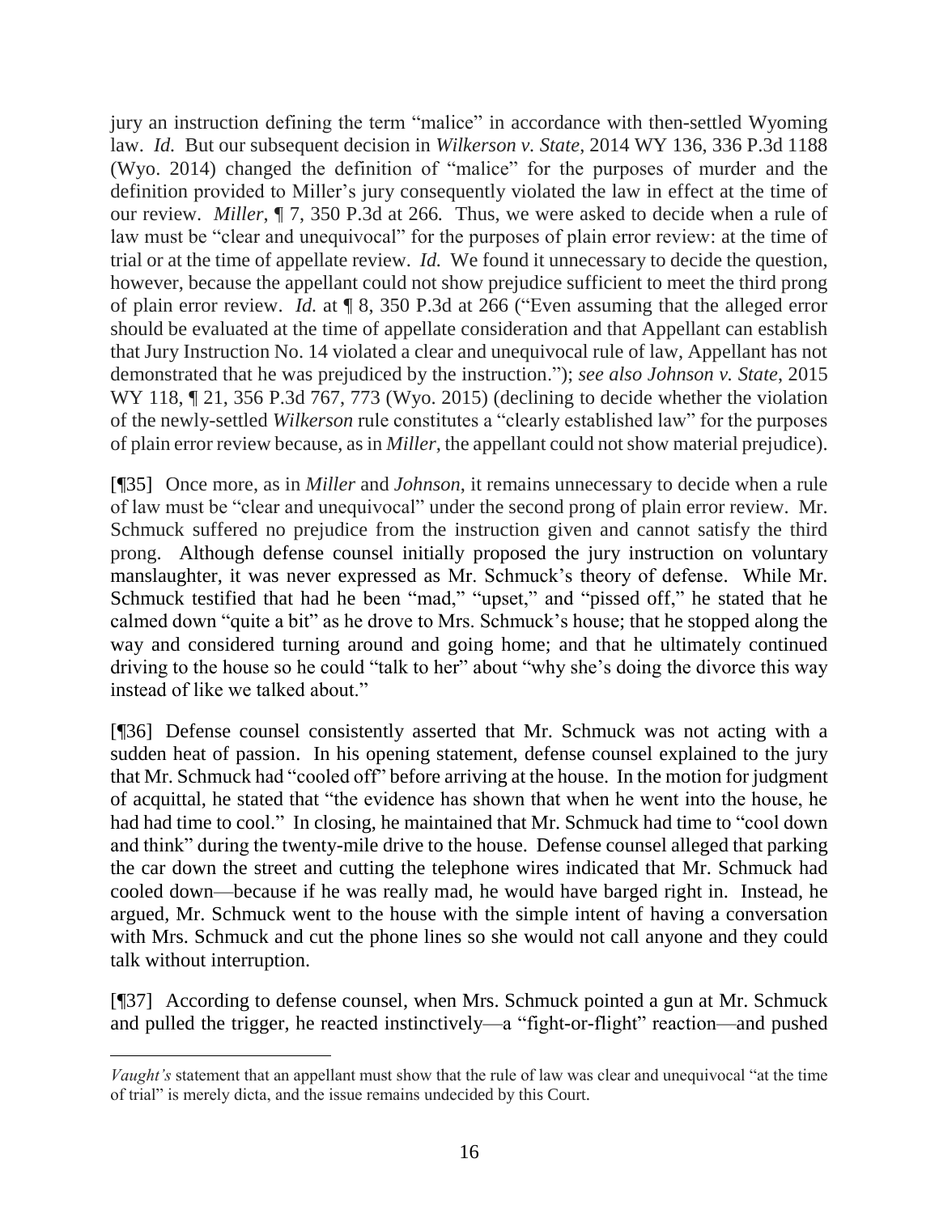jury an instruction defining the term "malice" in accordance with then-settled Wyoming law. *Id.* But our subsequent decision in *Wilkerson v. State*, 2014 WY 136, 336 P.3d 1188 (Wyo. 2014) changed the definition of "malice" for the purposes of murder and the definition provided to Miller's jury consequently violated the law in effect at the time of our review. *Miller*, ¶ 7, 350 P.3d at 266. Thus, we were asked to decide when a rule of law must be "clear and unequivocal" for the purposes of plain error review: at the time of trial or at the time of appellate review. *Id.* We found it unnecessary to decide the question, however, because the appellant could not show prejudice sufficient to meet the third prong of plain error review. *Id.* at ¶ 8, 350 P.3d at 266 ("Even assuming that the alleged error should be evaluated at the time of appellate consideration and that Appellant can establish that Jury Instruction No. 14 violated a clear and unequivocal rule of law, Appellant has not demonstrated that he was prejudiced by the instruction."); *see also Johnson v. State*, 2015 WY 118, ¶ 21, 356 P.3d 767, 773 (Wyo. 2015) (declining to decide whether the violation of the newly-settled *Wilkerson* rule constitutes a "clearly established law" for the purposes of plain error review because, as in *Miller*, the appellant could not show material prejudice).

[¶35] Once more, as in *Miller* and *Johnson*, it remains unnecessary to decide when a rule of law must be "clear and unequivocal" under the second prong of plain error review. Mr. Schmuck suffered no prejudice from the instruction given and cannot satisfy the third prong. Although defense counsel initially proposed the jury instruction on voluntary manslaughter, it was never expressed as Mr. Schmuck's theory of defense. While Mr. Schmuck testified that had he been "mad," "upset," and "pissed off," he stated that he calmed down "quite a bit" as he drove to Mrs. Schmuck's house; that he stopped along the way and considered turning around and going home; and that he ultimately continued driving to the house so he could "talk to her" about "why she's doing the divorce this way instead of like we talked about."

[¶36] Defense counsel consistently asserted that Mr. Schmuck was not acting with a sudden heat of passion. In his opening statement, defense counsel explained to the jury that Mr. Schmuck had "cooled off" before arriving at the house. In the motion for judgment of acquittal, he stated that "the evidence has shown that when he went into the house, he had had time to cool." In closing, he maintained that Mr. Schmuck had time to "cool down and think" during the twenty-mile drive to the house. Defense counsel alleged that parking the car down the street and cutting the telephone wires indicated that Mr. Schmuck had cooled down—because if he was really mad, he would have barged right in. Instead, he argued, Mr. Schmuck went to the house with the simple intent of having a conversation with Mrs. Schmuck and cut the phone lines so she would not call anyone and they could talk without interruption.

[¶37] According to defense counsel, when Mrs. Schmuck pointed a gun at Mr. Schmuck and pulled the trigger, he reacted instinctively—a "fight-or-flight" reaction—and pushed

---

*Vaught's* statement that an appellant must show that the rule of law was clear and unequivocal "at the time of trial" is merely dicta, and the issue remains undecided by this Court.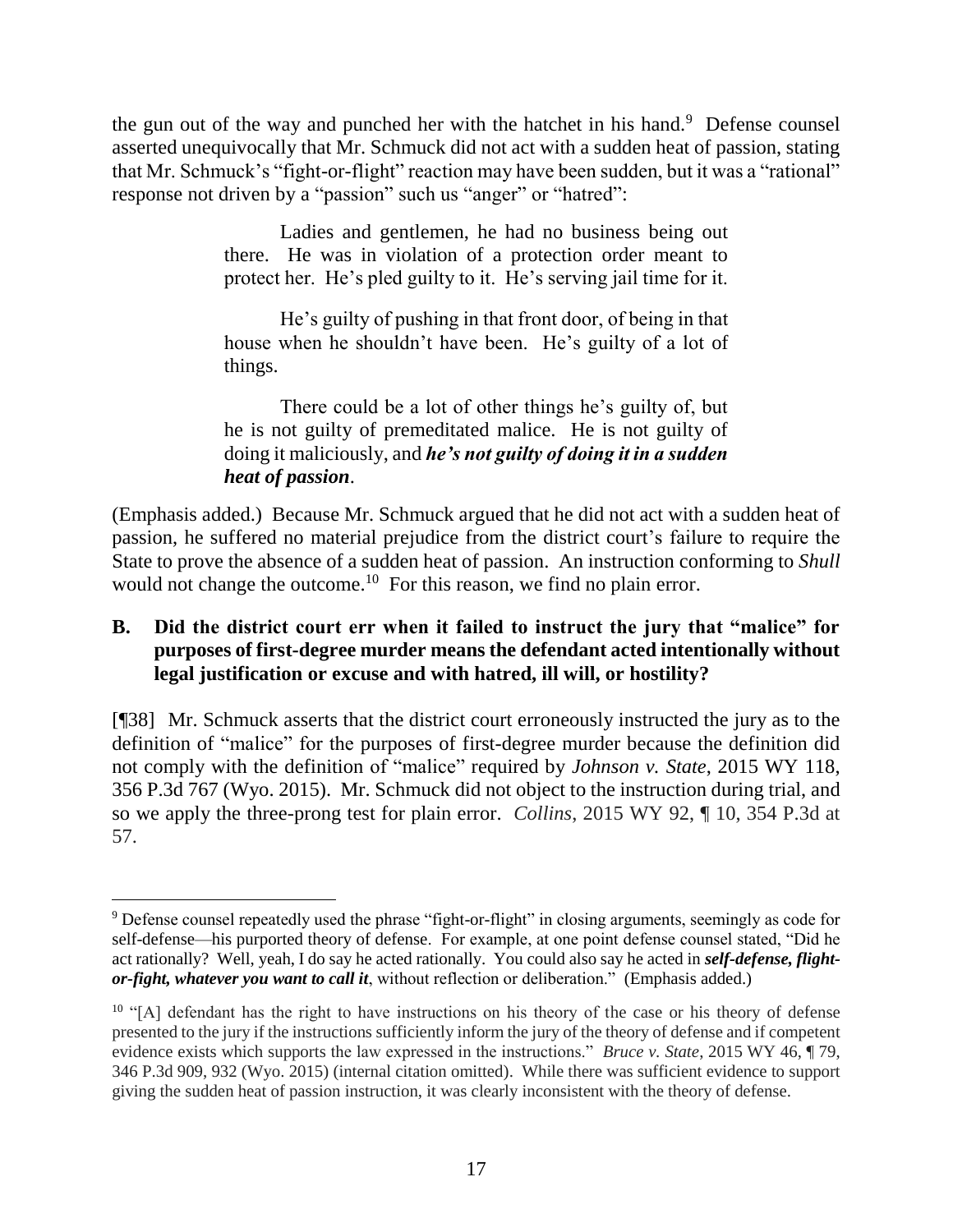the gun out of the way and punched her with the hatchet in his hand.[9] Defense counsel asserted unequivocally that Mr. Schmuck did not act with a sudden heat of passion, stating that Mr. Schmuck's "fight-or-flight" reaction may have been sudden, but it was a "rational" response not driven by a "passion" such us "anger" or "hatred":

> Ladies and gentlemen, he had no business being out there. He was in violation of a protection order meant to protect her. He's pled guilty to it. He's serving jail time for it.
>
> He's guilty of pushing in that front door, of being in that house when he shouldn't have been. He's guilty of a lot of things.
>
> There could be a lot of other things he's guilty of, but he is not guilty of premeditated malice. He is not guilty of doing it maliciously, and ***he's not guilty of doing it in a sudden heat of passion***.

(Emphasis added.) Because Mr. Schmuck argued that he did not act with a sudden heat of passion, he suffered no material prejudice from the district court's failure to require the State to prove the absence of a sudden heat of passion. An instruction conforming to *Shull* would not change the outcome.[10] For this reason, we find no plain error.

### B. Did the district court err when it failed to instruct the jury that "malice" for purposes of first-degree murder means the defendant acted intentionally without legal justification or excuse and with hatred, ill will, or hostility?

[¶38] Mr. Schmuck asserts that the district court erroneously instructed the jury as to the definition of "malice" for the purposes of first-degree murder because the definition did not comply with the definition of "malice" required by *Johnson v. State*, 2015 WY 118, 356 P.3d 767 (Wyo. 2015). Mr. Schmuck did not object to the instruction during trial, and so we apply the three-prong test for plain error. *Collins*, 2015 WY 92, ¶ 10, 354 P.3d at 57.

---

[9] Defense counsel repeatedly used the phrase "fight-or-flight" in closing arguments, seemingly as code for self-defense—his purported theory of defense. For example, at one point defense counsel stated, "Did he act rationally? Well, yeah, I do say he acted rationally. You could also say he acted in ***self-defense, flight-or-fight, whatever you want to call it***, without reflection or deliberation." (Emphasis added.)

[10] "[A] defendant has the right to have instructions on his theory of the case or his theory of defense presented to the jury if the instructions sufficiently inform the jury of the theory of defense and if competent evidence exists which supports the law expressed in the instructions." *Bruce v. State*, 2015 WY 46, ¶ 79, 346 P.3d 909, 932 (Wyo. 2015) (internal citation omitted). While there was sufficient evidence to support giving the sudden heat of passion instruction, it was clearly inconsistent with the theory of defense.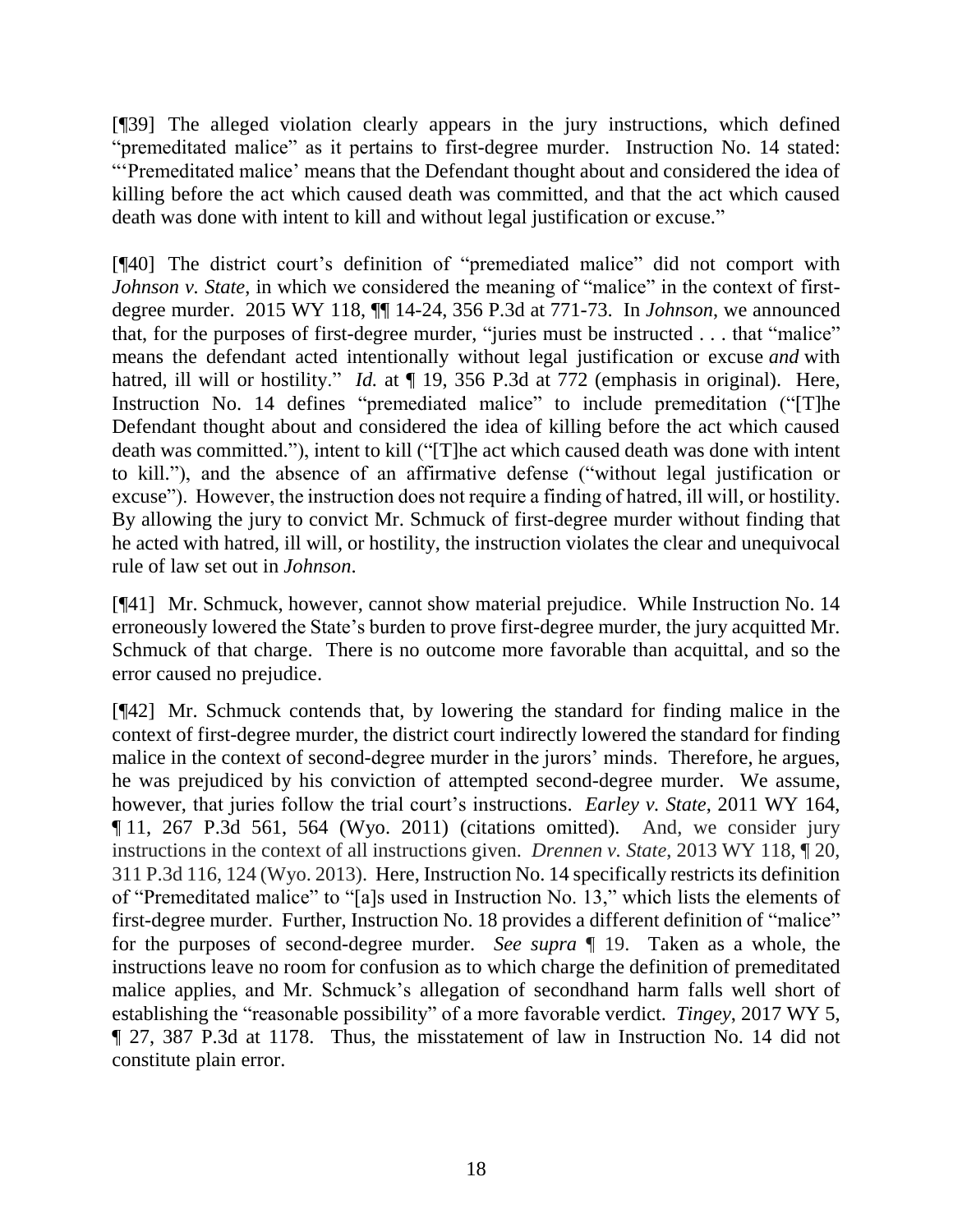[¶39] The alleged violation clearly appears in the jury instructions, which defined "premeditated malice" as it pertains to first-degree murder. Instruction No. 14 stated: "'Premeditated malice' means that the Defendant thought about and considered the idea of killing before the act which caused death was committed, and that the act which caused death was done with intent to kill and without legal justification or excuse."

[¶40] The district court's definition of "premediated malice" did not comport with *Johnson v. State*, in which we considered the meaning of "malice" in the context of first-degree murder. 2015 WY 118, ¶¶ 14-24, 356 P.3d at 771-73. In *Johnson*, we announced that, for the purposes of first-degree murder, "juries must be instructed . . . that "malice" means the defendant acted intentionally without legal justification or excuse *and* with hatred, ill will or hostility." *Id.* at ¶ 19, 356 P.3d at 772 (emphasis in original). Here, Instruction No. 14 defines "premediated malice" to include premeditation ("[T]he Defendant thought about and considered the idea of killing before the act which caused death was committed."), intent to kill ("[T]he act which caused death was done with intent to kill."), and the absence of an affirmative defense ("without legal justification or excuse"). However, the instruction does not require a finding of hatred, ill will, or hostility. By allowing the jury to convict Mr. Schmuck of first-degree murder without finding that he acted with hatred, ill will, or hostility, the instruction violates the clear and unequivocal rule of law set out in *Johnson*.

[¶41] Mr. Schmuck, however, cannot show material prejudice. While Instruction No. 14 erroneously lowered the State's burden to prove first-degree murder, the jury acquitted Mr. Schmuck of that charge. There is no outcome more favorable than acquittal, and so the error caused no prejudice.

[¶42] Mr. Schmuck contends that, by lowering the standard for finding malice in the context of first-degree murder, the district court indirectly lowered the standard for finding malice in the context of second-degree murder in the jurors' minds. Therefore, he argues, he was prejudiced by his conviction of attempted second-degree murder. We assume, however, that juries follow the trial court's instructions. *Earley v. State*, 2011 WY 164, ¶ 11, 267 P.3d 561, 564 (Wyo. 2011) (citations omitted). And, we consider jury instructions in the context of all instructions given. *Drennen v. State*, 2013 WY 118, ¶ 20, 311 P.3d 116, 124 (Wyo. 2013). Here, Instruction No. 14 specifically restricts its definition of "Premeditated malice" to "[a]s used in Instruction No. 13," which lists the elements of first-degree murder. Further, Instruction No. 18 provides a different definition of "malice" for the purposes of second-degree murder. *See supra* ¶ 19. Taken as a whole, the instructions leave no room for confusion as to which charge the definition of premeditated malice applies, and Mr. Schmuck's allegation of secondhand harm falls well short of establishing the "reasonable possibility" of a more favorable verdict. *Tingey*, 2017 WY 5, ¶ 27, 387 P.3d at 1178. Thus, the misstatement of law in Instruction No. 14 did not constitute plain error.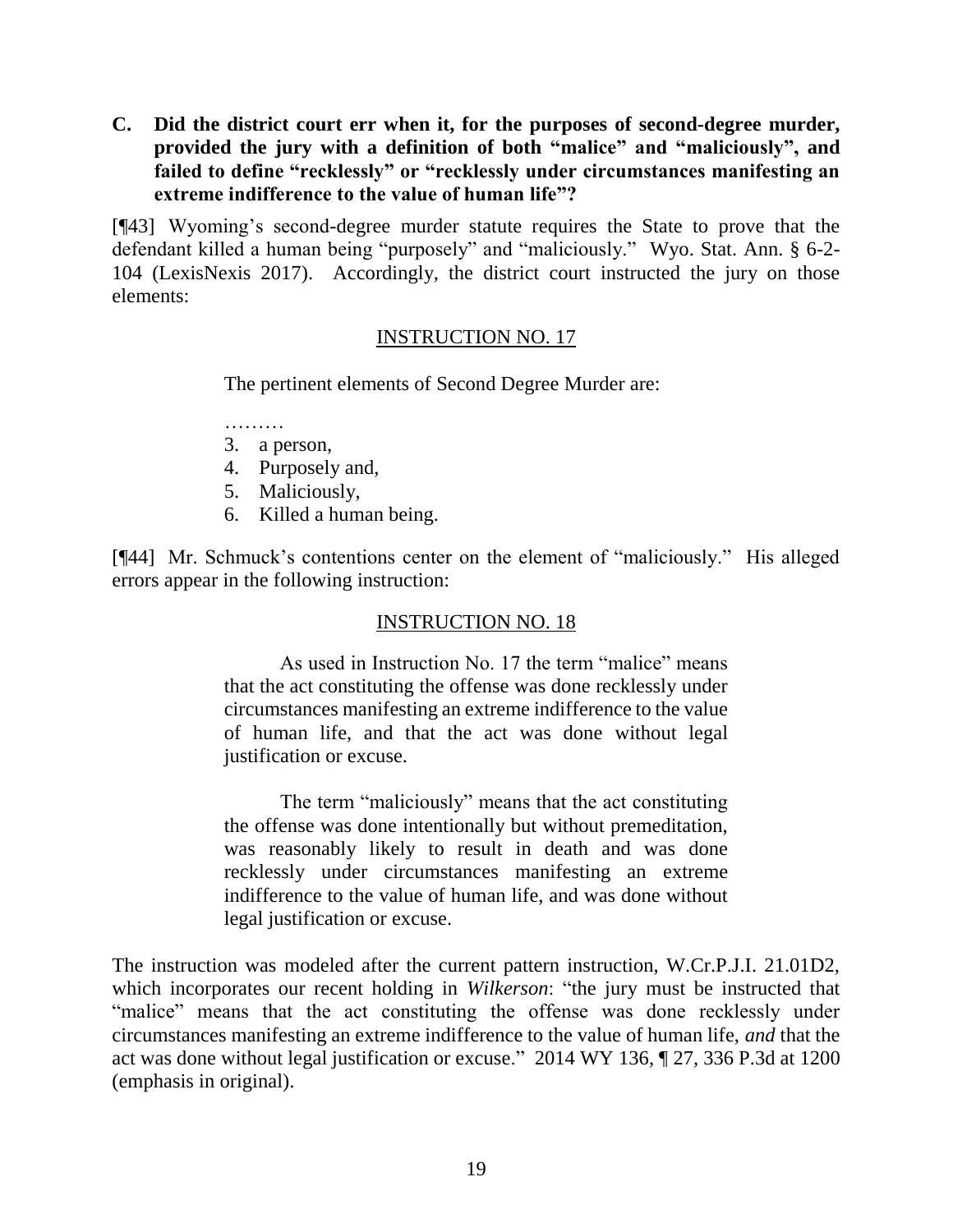**C. Did the district court err when it, for the purposes of second-degree murder, provided the jury with a definition of both "malice" and "maliciously", and failed to define "recklessly" or "recklessly under circumstances manifesting an extreme indifference to the value of human life"?**

[¶43] Wyoming's second-degree murder statute requires the State to prove that the defendant killed a human being "purposely" and "maliciously." Wyo. Stat. Ann. § 6-2-104 (LexisNexis 2017). Accordingly, the district court instructed the jury on those elements:

<u>INSTRUCTION NO. 17</u>

> The pertinent elements of Second Degree Murder are:
>
> ………
>
> 3. a person,
> 4. Purposely and,
> 5. Maliciously,
> 6. Killed a human being.

[¶44] Mr. Schmuck's contentions center on the element of "maliciously." His alleged errors appear in the following instruction:

<u>INSTRUCTION NO. 18</u>

> As used in Instruction No. 17 the term "malice" means that the act constituting the offense was done recklessly under circumstances manifesting an extreme indifference to the value of human life, and that the act was done without legal justification or excuse.
>
> The term "maliciously" means that the act constituting the offense was done intentionally but without premeditation, was reasonably likely to result in death and was done recklessly under circumstances manifesting an extreme indifference to the value of human life, and was done without legal justification or excuse.

The instruction was modeled after the current pattern instruction, W.Cr.P.J.I. 21.01D2, which incorporates our recent holding in *Wilkerson*: "the jury must be instructed that "malice" means that the act constituting the offense was done recklessly under circumstances manifesting an extreme indifference to the value of human life, *and* that the act was done without legal justification or excuse." 2014 WY 136, ¶ 27, 336 P.3d at 1200 (emphasis in original).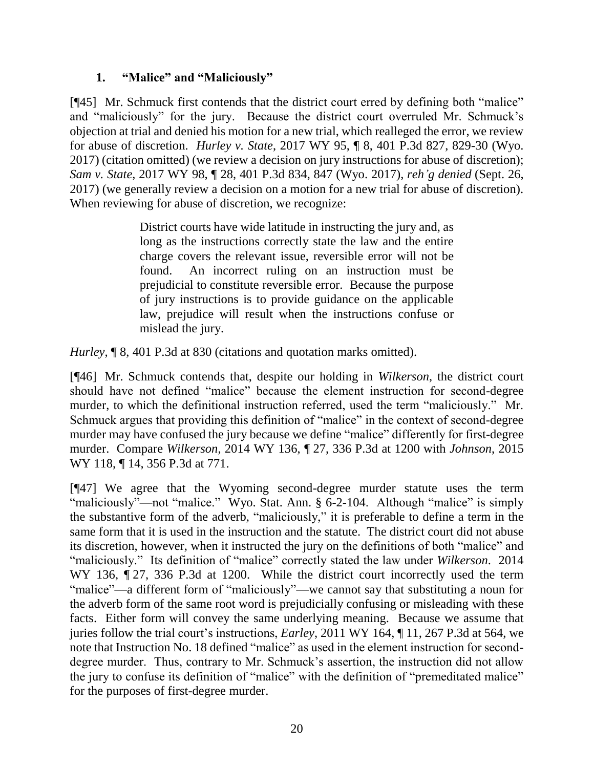### 1. "Malice" and "Maliciously"

[¶45] Mr. Schmuck first contends that the district court erred by defining both "malice" and "maliciously" for the jury. Because the district court overruled Mr. Schmuck's objection at trial and denied his motion for a new trial, which realleged the error, we review for abuse of discretion. *Hurley v. State*, 2017 WY 95, ¶ 8, 401 P.3d 827, 829-30 (Wyo. 2017) (citation omitted) (we review a decision on jury instructions for abuse of discretion); *Sam v. State*, 2017 WY 98, ¶ 28, 401 P.3d 834, 847 (Wyo. 2017), *reh'g denied* (Sept. 26, 2017) (we generally review a decision on a motion for a new trial for abuse of discretion). When reviewing for abuse of discretion, we recognize:

> District courts have wide latitude in instructing the jury and, as long as the instructions correctly state the law and the entire charge covers the relevant issue, reversible error will not be found. An incorrect ruling on an instruction must be prejudicial to constitute reversible error. Because the purpose of jury instructions is to provide guidance on the applicable law, prejudice will result when the instructions confuse or mislead the jury.

*Hurley*, ¶ 8, 401 P.3d at 830 (citations and quotation marks omitted).

[¶46] Mr. Schmuck contends that, despite our holding in *Wilkerson*, the district court should have not defined "malice" because the element instruction for second-degree murder, to which the definitional instruction referred, used the term "maliciously." Mr. Schmuck argues that providing this definition of "malice" in the context of second-degree murder may have confused the jury because we define "malice" differently for first-degree murder. Compare *Wilkerson*, 2014 WY 136, ¶ 27, 336 P.3d at 1200 with *Johnson*, 2015 WY 118, ¶ 14, 356 P.3d at 771.

[¶47] We agree that the Wyoming second-degree murder statute uses the term "maliciously"—not "malice." Wyo. Stat. Ann. § 6-2-104. Although "malice" is simply the substantive form of the adverb, "maliciously," it is preferable to define a term in the same form that it is used in the instruction and the statute. The district court did not abuse its discretion, however, when it instructed the jury on the definitions of both "malice" and "maliciously." Its definition of "malice" correctly stated the law under *Wilkerson*. 2014 WY 136, ¶ 27, 336 P.3d at 1200. While the district court incorrectly used the term "malice"—a different form of "maliciously"—we cannot say that substituting a noun for the adverb form of the same root word is prejudicially confusing or misleading with these facts. Either form will convey the same underlying meaning. Because we assume that juries follow the trial court's instructions, *Earley*, 2011 WY 164, ¶ 11, 267 P.3d at 564, we note that Instruction No. 18 defined "malice" as used in the element instruction for second-degree murder. Thus, contrary to Mr. Schmuck's assertion, the instruction did not allow the jury to confuse its definition of "malice" with the definition of "premeditated malice" for the purposes of first-degree murder.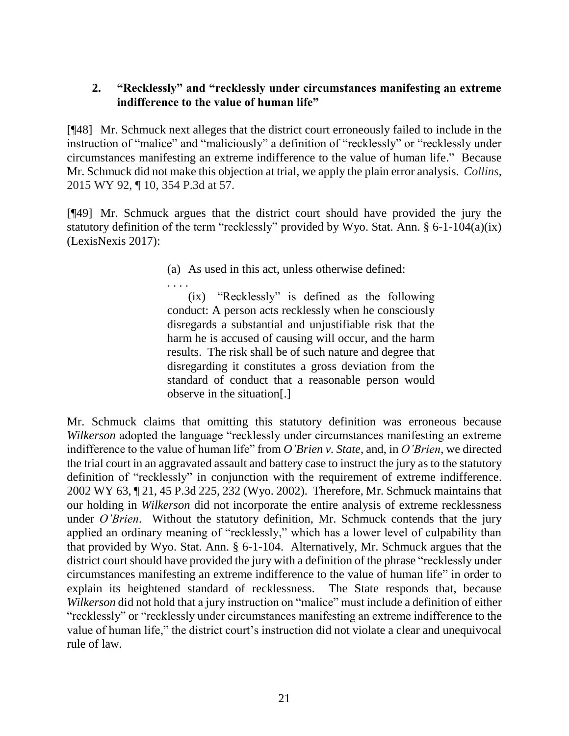### 2. "Recklessly" and "recklessly under circumstances manifesting an extreme indifference to the value of human life"

[¶48] Mr. Schmuck next alleges that the district court erroneously failed to include in the instruction of "malice" and "maliciously" a definition of "recklessly" or "recklessly under circumstances manifesting an extreme indifference to the value of human life." Because Mr. Schmuck did not make this objection at trial, we apply the plain error analysis. *Collins*, 2015 WY 92, ¶ 10, 354 P.3d at 57.

[¶49] Mr. Schmuck argues that the district court should have provided the jury the statutory definition of the term "recklessly" provided by Wyo. Stat. Ann. § 6-1-104(a)(ix) (LexisNexis 2017):

> (a) As used in this act, unless otherwise defined:
>
> . . . .
>
> (ix) "Recklessly" is defined as the following conduct: A person acts recklessly when he consciously disregards a substantial and unjustifiable risk that the harm he is accused of causing will occur, and the harm results. The risk shall be of such nature and degree that disregarding it constitutes a gross deviation from the standard of conduct that a reasonable person would observe in the situation[.]

Mr. Schmuck claims that omitting this statutory definition was erroneous because *Wilkerson* adopted the language "recklessly under circumstances manifesting an extreme indifference to the value of human life" from *O'Brien v. State*, and, in *O'Brien*, we directed the trial court in an aggravated assault and battery case to instruct the jury as to the statutory definition of "recklessly" in conjunction with the requirement of extreme indifference. 2002 WY 63, ¶ 21, 45 P.3d 225, 232 (Wyo. 2002). Therefore, Mr. Schmuck maintains that our holding in *Wilkerson* did not incorporate the entire analysis of extreme recklessness under *O'Brien*. Without the statutory definition, Mr. Schmuck contends that the jury applied an ordinary meaning of "recklessly," which has a lower level of culpability than that provided by Wyo. Stat. Ann. § 6-1-104. Alternatively, Mr. Schmuck argues that the district court should have provided the jury with a definition of the phrase "recklessly under circumstances manifesting an extreme indifference to the value of human life" in order to explain its heightened standard of recklessness. The State responds that, because *Wilkerson* did not hold that a jury instruction on "malice" must include a definition of either "recklessly" or "recklessly under circumstances manifesting an extreme indifference to the value of human life," the district court's instruction did not violate a clear and unequivocal rule of law.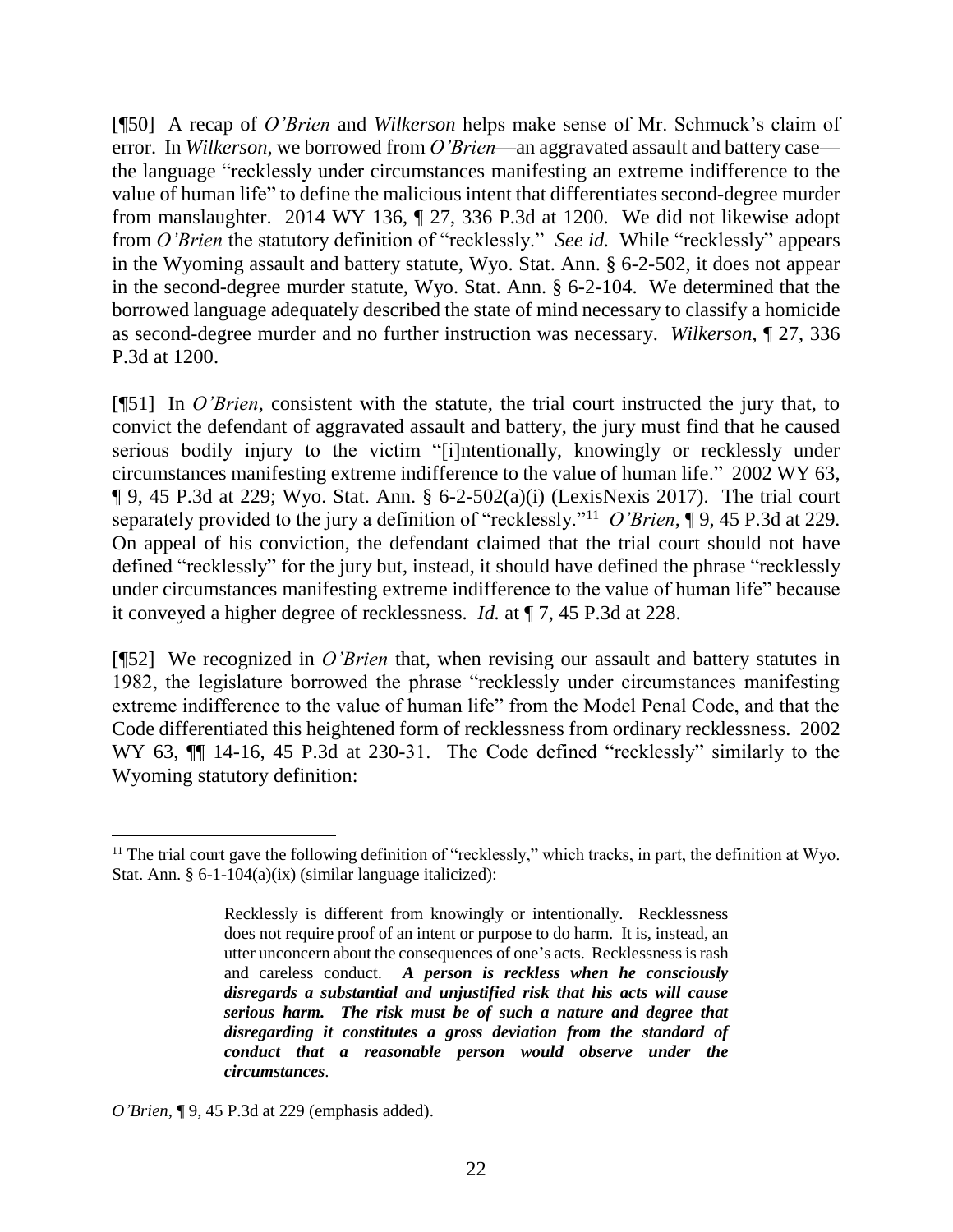[¶50] A recap of *O'Brien* and *Wilkerson* helps make sense of Mr. Schmuck's claim of error. In *Wilkerson*, we borrowed from *O'Brien*—an aggravated assault and battery case—the language "recklessly under circumstances manifesting an extreme indifference to the value of human life" to define the malicious intent that differentiates second-degree murder from manslaughter. 2014 WY 136, ¶ 27, 336 P.3d at 1200. We did not likewise adopt from *O'Brien* the statutory definition of "recklessly." *See id.* While "recklessly" appears in the Wyoming assault and battery statute, Wyo. Stat. Ann. § 6-2-502, it does not appear in the second-degree murder statute, Wyo. Stat. Ann. § 6-2-104. We determined that the borrowed language adequately described the state of mind necessary to classify a homicide as second-degree murder and no further instruction was necessary. *Wilkerson*, ¶ 27, 336 P.3d at 1200.

[¶51] In *O'Brien*, consistent with the statute, the trial court instructed the jury that, to convict the defendant of aggravated assault and battery, the jury must find that he caused serious bodily injury to the victim "[i]ntentionally, knowingly or recklessly under circumstances manifesting extreme indifference to the value of human life." 2002 WY 63, ¶ 9, 45 P.3d at 229; Wyo. Stat. Ann. § 6-2-502(a)(i) (LexisNexis 2017). The trial court separately provided to the jury a definition of "recklessly."[11] *O'Brien*, ¶ 9, 45 P.3d at 229. On appeal of his conviction, the defendant claimed that the trial court should not have defined "recklessly" for the jury but, instead, it should have defined the phrase "recklessly under circumstances manifesting extreme indifference to the value of human life" because it conveyed a higher degree of recklessness. *Id.* at ¶ 7, 45 P.3d at 228.

[¶52] We recognized in *O'Brien* that, when revising our assault and battery statutes in 1982, the legislature borrowed the phrase "recklessly under circumstances manifesting extreme indifference to the value of human life" from the Model Penal Code, and that the Code differentiated this heightened form of recklessness from ordinary recklessness. 2002 WY 63, ¶¶ 14-16, 45 P.3d at 230-31. The Code defined "recklessly" similarly to the Wyoming statutory definition:

---

[11] The trial court gave the following definition of "recklessly," which tracks, in part, the definition at Wyo. Stat. Ann. § 6-1-104(a)(ix) (similar language italicized):

> Recklessly is different from knowingly or intentionally. Recklessness does not require proof of an intent or purpose to do harm. It is, instead, an utter unconcern about the consequences of one's acts. Recklessness is rash and careless conduct. ***A person is reckless when he consciously disregards a substantial and unjustified risk that his acts will cause serious harm. The risk must be of such a nature and degree that disregarding it constitutes a gross deviation from the standard of conduct that a reasonable person would observe under the circumstances***.

*O'Brien*, ¶ 9, 45 P.3d at 229 (emphasis added).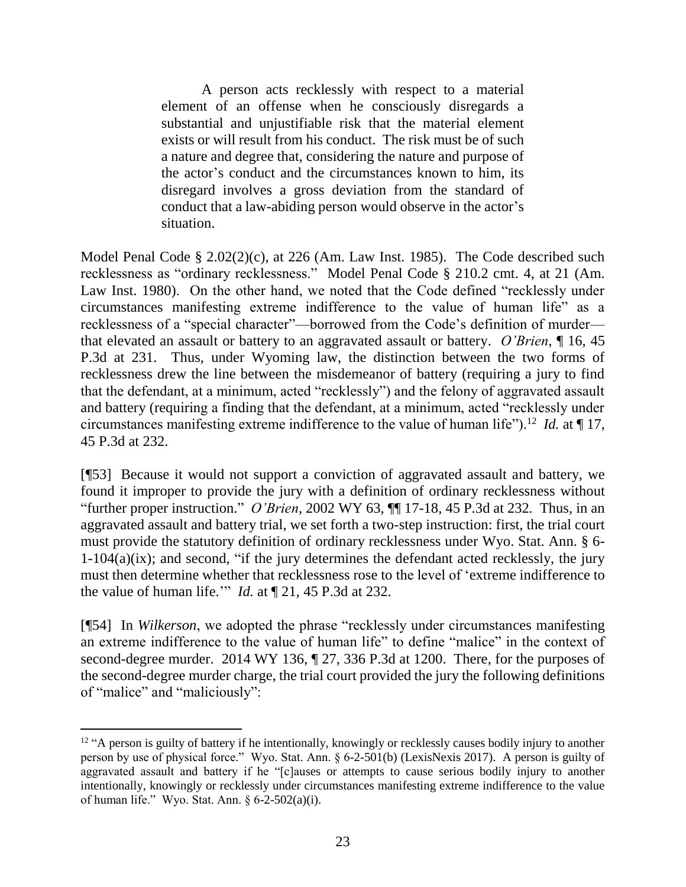> A person acts recklessly with respect to a material element of an offense when he consciously disregards a substantial and unjustifiable risk that the material element exists or will result from his conduct. The risk must be of such a nature and degree that, considering the nature and purpose of the actor's conduct and the circumstances known to him, its disregard involves a gross deviation from the standard of conduct that a law-abiding person would observe in the actor's situation.

Model Penal Code § 2.02(2)(c), at 226 (Am. Law Inst. 1985). The Code described such recklessness as "ordinary recklessness." Model Penal Code § 210.2 cmt. 4, at 21 (Am. Law Inst. 1980). On the other hand, we noted that the Code defined "recklessly under circumstances manifesting extreme indifference to the value of human life" as a recklessness of a "special character"—borrowed from the Code's definition of murder—that elevated an assault or battery to an aggravated assault or battery. *O'Brien*, ¶ 16, 45 P.3d at 231. Thus, under Wyoming law, the distinction between the two forms of recklessness drew the line between the misdemeanor of battery (requiring a jury to find that the defendant, at a minimum, acted "recklessly") and the felony of aggravated assault and battery (requiring a finding that the defendant, at a minimum, acted "recklessly under circumstances manifesting extreme indifference to the value of human life").[12] *Id.* at ¶ 17, 45 P.3d at 232.

[¶53] Because it would not support a conviction of aggravated assault and battery, we found it improper to provide the jury with a definition of ordinary recklessness without "further proper instruction." *O'Brien*, 2002 WY 63, ¶¶ 17-18, 45 P.3d at 232. Thus, in an aggravated assault and battery trial, we set forth a two-step instruction: first, the trial court must provide the statutory definition of ordinary recklessness under Wyo. Stat. Ann. § 6-1-104(a)(ix); and second, "if the jury determines the defendant acted recklessly, the jury must then determine whether that recklessness rose to the level of 'extreme indifference to the value of human life.'" *Id.* at ¶ 21, 45 P.3d at 232.

[¶54] In *Wilkerson*, we adopted the phrase "recklessly under circumstances manifesting an extreme indifference to the value of human life" to define "malice" in the context of second-degree murder. 2014 WY 136, ¶ 27, 336 P.3d at 1200. There, for the purposes of the second-degree murder charge, the trial court provided the jury the following definitions of "malice" and "maliciously":

---

[12] "A person is guilty of battery if he intentionally, knowingly or recklessly causes bodily injury to another person by use of physical force." Wyo. Stat. Ann. § 6-2-501(b) (LexisNexis 2017). A person is guilty of aggravated assault and battery if he "[c]auses or attempts to cause serious bodily injury to another intentionally, knowingly or recklessly under circumstances manifesting extreme indifference to the value of human life." Wyo. Stat. Ann. § 6-2-502(a)(i).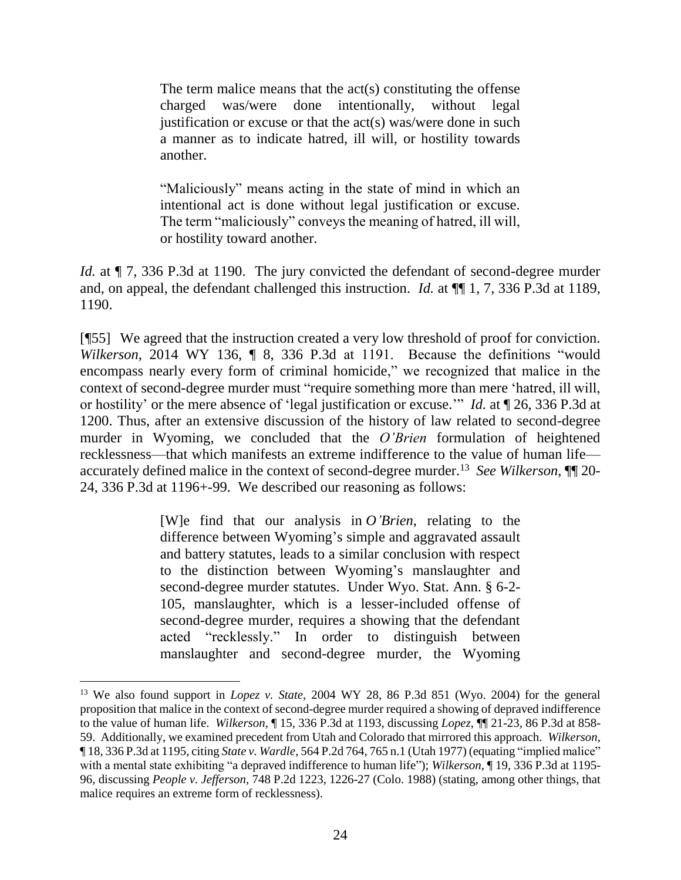> The term malice means that the act(s) constituting the offense charged was/were done intentionally, without legal justification or excuse or that the act(s) was/were done in such a manner as to indicate hatred, ill will, or hostility towards another.
>
> "Maliciously" means acting in the state of mind in which an intentional act is done without legal justification or excuse. The term "maliciously" conveys the meaning of hatred, ill will, or hostility toward another.

*Id.* at ¶ 7, 336 P.3d at 1190. The jury convicted the defendant of second-degree murder and, on appeal, the defendant challenged this instruction. *Id.* at ¶¶ 1, 7, 336 P.3d at 1189, 1190.

[¶55] We agreed that the instruction created a very low threshold of proof for conviction. *Wilkerson*, 2014 WY 136, ¶ 8, 336 P.3d at 1191. Because the definitions "would encompass nearly every form of criminal homicide," we recognized that malice in the context of second-degree murder must "require something more than mere 'hatred, ill will, or hostility' or the mere absence of 'legal justification or excuse.'" *Id.* at ¶ 26, 336 P.3d at 1200. Thus, after an extensive discussion of the history of law related to second-degree murder in Wyoming, we concluded that the *O'Brien* formulation of heightened recklessness—that which manifests an extreme indifference to the value of human life—accurately defined malice in the context of second-degree murder.[13] *See Wilkerson*, ¶¶ 20-24, 336 P.3d at 1196+-99. We described our reasoning as follows:

> [W]e find that our analysis in *O'Brien*, relating to the difference between Wyoming's simple and aggravated assault and battery statutes, leads to a similar conclusion with respect to the distinction between Wyoming's manslaughter and second-degree murder statutes. Under Wyo. Stat. Ann. § 6-2-105, manslaughter, which is a lesser-included offense of second-degree murder, requires a showing that the defendant acted "recklessly." In order to distinguish between manslaughter and second-degree murder, the Wyoming

---

[13] We also found support in *Lopez v. State*, 2004 WY 28, 86 P.3d 851 (Wyo. 2004) for the general proposition that malice in the context of second-degree murder required a showing of depraved indifference to the value of human life. *Wilkerson*, ¶ 15, 336 P.3d at 1193, discussing *Lopez*, ¶¶ 21-23, 86 P.3d at 858-59. Additionally, we examined precedent from Utah and Colorado that mirrored this approach. *Wilkerson*, ¶ 18, 336 P.3d at 1195, citing *State v. Wardle*, 564 P.2d 764, 765 n.1 (Utah 1977) (equating "implied malice" with a mental state exhibiting "a depraved indifference to human life"); *Wilkerson*, ¶ 19, 336 P.3d at 1195-96, discussing *People v. Jefferson*, 748 P.2d 1223, 1226-27 (Colo. 1988) (stating, among other things, that malice requires an extreme form of recklessness).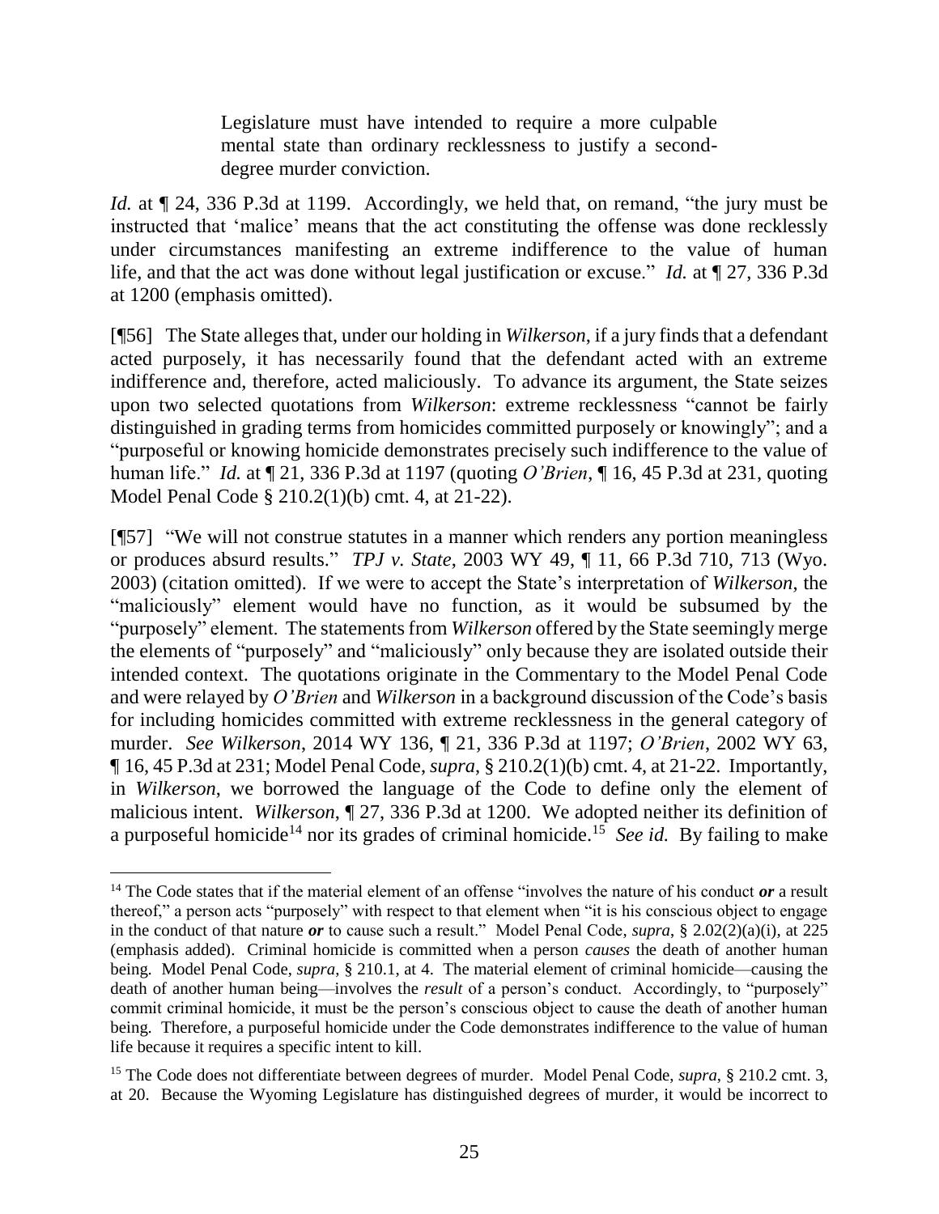> Legislature must have intended to require a more culpable mental state than ordinary recklessness to justify a second-degree murder conviction.

*Id.* at ¶ 24, 336 P.3d at 1199. Accordingly, we held that, on remand, "the jury must be instructed that 'malice' means that the act constituting the offense was done recklessly under circumstances manifesting an extreme indifference to the value of human life, and that the act was done without legal justification or excuse." *Id.* at ¶ 27, 336 P.3d at 1200 (emphasis omitted).

[¶56] The State alleges that, under our holding in *Wilkerson*, if a jury finds that a defendant acted purposely, it has necessarily found that the defendant acted with an extreme indifference and, therefore, acted maliciously. To advance its argument, the State seizes upon two selected quotations from *Wilkerson*: extreme recklessness "cannot be fairly distinguished in grading terms from homicides committed purposely or knowingly"; and a "purposeful or knowing homicide demonstrates precisely such indifference to the value of human life." *Id.* at ¶ 21, 336 P.3d at 1197 (quoting *O'Brien*, ¶ 16, 45 P.3d at 231, quoting Model Penal Code § 210.2(1)(b) cmt. 4, at 21-22).

[¶57] "We will not construe statutes in a manner which renders any portion meaningless or produces absurd results." *TPJ v. State*, 2003 WY 49, ¶ 11, 66 P.3d 710, 713 (Wyo. 2003) (citation omitted). If we were to accept the State's interpretation of *Wilkerson*, the "maliciously" element would have no function, as it would be subsumed by the "purposely" element. The statements from *Wilkerson* offered by the State seemingly merge the elements of "purposely" and "maliciously" only because they are isolated outside their intended context. The quotations originate in the Commentary to the Model Penal Code and were relayed by *O'Brien* and *Wilkerson* in a background discussion of the Code's basis for including homicides committed with extreme recklessness in the general category of murder. *See Wilkerson*, 2014 WY 136, ¶ 21, 336 P.3d at 1197; *O'Brien*, 2002 WY 63, ¶ 16, 45 P.3d at 231; Model Penal Code, *supra*, § 210.2(1)(b) cmt. 4, at 21-22. Importantly, in *Wilkerson*, we borrowed the language of the Code to define only the element of malicious intent. *Wilkerson*, ¶ 27, 336 P.3d at 1200. We adopted neither its definition of a purposeful homicide[14] nor its grades of criminal homicide.[15] *See id.* By failing to make

---

[14] The Code states that if the material element of an offense "involves the nature of his conduct ***or*** a result thereof," a person acts "purposely" with respect to that element when "it is his conscious object to engage in the conduct of that nature ***or*** to cause such a result." Model Penal Code, *supra*, § 2.02(2)(a)(i), at 225 (emphasis added). Criminal homicide is committed when a person *causes* the death of another human being. Model Penal Code, *supra*, § 210.1, at 4. The material element of criminal homicide—causing the death of another human being—involves the *result* of a person's conduct. Accordingly, to "purposely" commit criminal homicide, it must be the person's conscious object to cause the death of another human being. Therefore, a purposeful homicide under the Code demonstrates indifference to the value of human life because it requires a specific intent to kill.

[15] The Code does not differentiate between degrees of murder. Model Penal Code, *supra*, § 210.2 cmt. 3, at 20. Because the Wyoming Legislature has distinguished degrees of murder, it would be incorrect to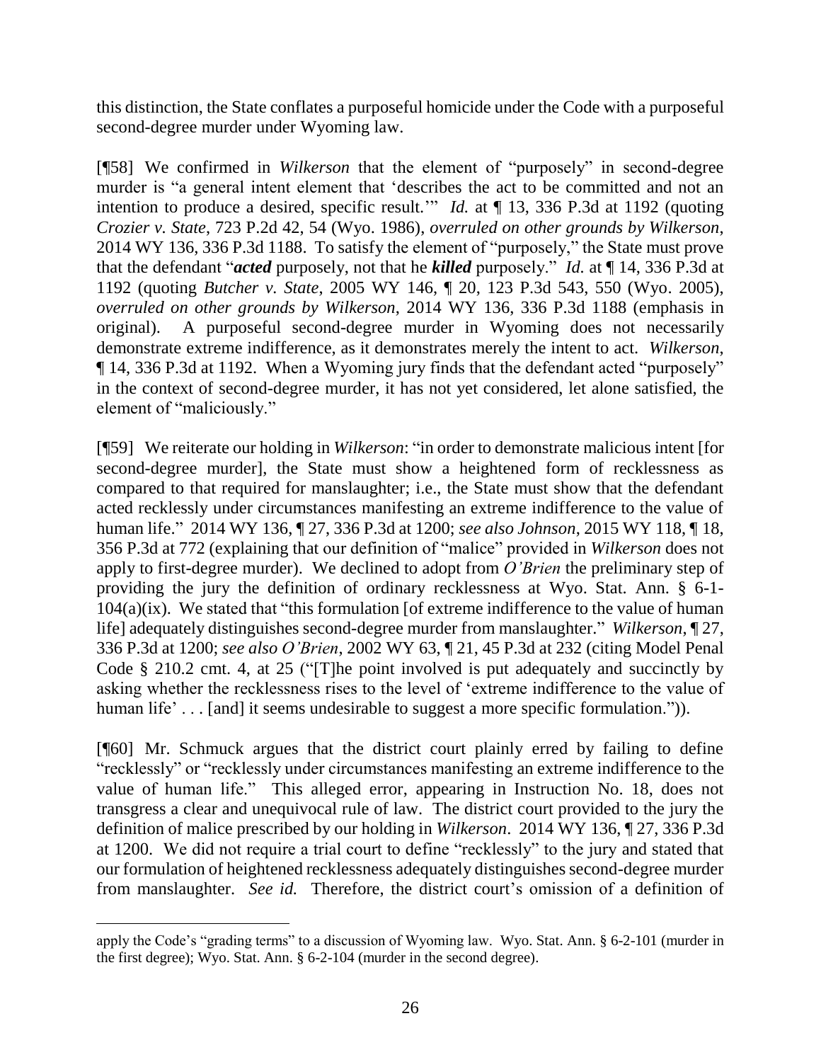this distinction, the State conflates a purposeful homicide under the Code with a purposeful second-degree murder under Wyoming law.

[¶58] We confirmed in *Wilkerson* that the element of "purposely" in second-degree murder is "a general intent element that 'describes the act to be committed and not an intention to produce a desired, specific result.'" *Id.* at ¶ 13, 336 P.3d at 1192 (quoting *Crozier v. State*, 723 P.2d 42, 54 (Wyo. 1986), *overruled on other grounds by Wilkerson*, 2014 WY 136, 336 P.3d 1188. To satisfy the element of "purposely," the State must prove that the defendant "***acted*** purposely, not that he ***killed*** purposely." *Id.* at ¶ 14, 336 P.3d at 1192 (quoting *Butcher v. State*, 2005 WY 146, ¶ 20, 123 P.3d 543, 550 (Wyo. 2005), *overruled on other grounds by Wilkerson*, 2014 WY 136, 336 P.3d 1188 (emphasis in original). A purposeful second-degree murder in Wyoming does not necessarily demonstrate extreme indifference, as it demonstrates merely the intent to act. *Wilkerson*, ¶ 14, 336 P.3d at 1192. When a Wyoming jury finds that the defendant acted "purposely" in the context of second-degree murder, it has not yet considered, let alone satisfied, the element of "maliciously."

[¶59] We reiterate our holding in *Wilkerson*: "in order to demonstrate malicious intent [for second-degree murder], the State must show a heightened form of recklessness as compared to that required for manslaughter; i.e., the State must show that the defendant acted recklessly under circumstances manifesting an extreme indifference to the value of human life." 2014 WY 136, ¶ 27, 336 P.3d at 1200; *see also Johnson*, 2015 WY 118, ¶ 18, 356 P.3d at 772 (explaining that our definition of "malice" provided in *Wilkerson* does not apply to first-degree murder). We declined to adopt from *O'Brien* the preliminary step of providing the jury the definition of ordinary recklessness at Wyo. Stat. Ann. § 6-1-104(a)(ix). We stated that "this formulation [of extreme indifference to the value of human life] adequately distinguishes second-degree murder from manslaughter." *Wilkerson*, ¶ 27, 336 P.3d at 1200; *see also O'Brien*, 2002 WY 63, ¶ 21, 45 P.3d at 232 (citing Model Penal Code § 210.2 cmt. 4, at 25 ("[T]he point involved is put adequately and succinctly by asking whether the recklessness rises to the level of 'extreme indifference to the value of human life' . . . [and] it seems undesirable to suggest a more specific formulation.")).

[¶60] Mr. Schmuck argues that the district court plainly erred by failing to define "recklessly" or "recklessly under circumstances manifesting an extreme indifference to the value of human life." This alleged error, appearing in Instruction No. 18, does not transgress a clear and unequivocal rule of law. The district court provided to the jury the definition of malice prescribed by our holding in *Wilkerson*. 2014 WY 136, ¶ 27, 336 P.3d at 1200. We did not require a trial court to define "recklessly" to the jury and stated that our formulation of heightened recklessness adequately distinguishes second-degree murder from manslaughter. *See id.* Therefore, the district court's omission of a definition of

---

apply the Code's "grading terms" to a discussion of Wyoming law. Wyo. Stat. Ann. § 6-2-101 (murder in the first degree); Wyo. Stat. Ann. § 6-2-104 (murder in the second degree).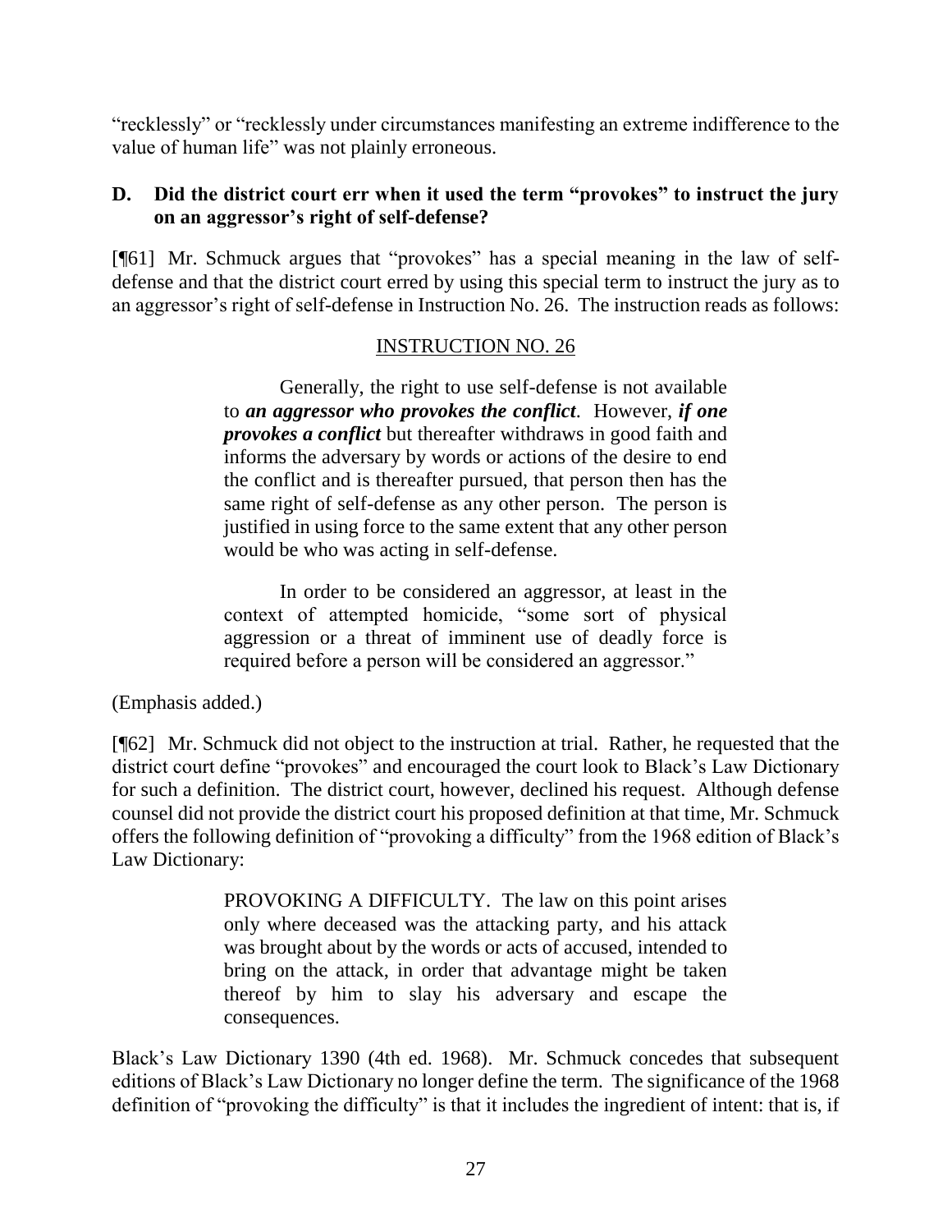"recklessly" or "recklessly under circumstances manifesting an extreme indifference to the value of human life" was not plainly erroneous.

### D. Did the district court err when it used the term "provokes" to instruct the jury on an aggressor's right of self-defense?

[¶61] Mr. Schmuck argues that "provokes" has a special meaning in the law of self-defense and that the district court erred by using this special term to instruct the jury as to an aggressor's right of self-defense in Instruction No. 26. The instruction reads as follows:

> INSTRUCTION NO. 26
>
> Generally, the right to use self-defense is not available to ***an aggressor who provokes the conflict***. However, ***if one provokes a conflict*** but thereafter withdraws in good faith and informs the adversary by words or actions of the desire to end the conflict and is thereafter pursued, that person then has the same right of self-defense as any other person. The person is justified in using force to the same extent that any other person would be who was acting in self-defense.
>
> In order to be considered an aggressor, at least in the context of attempted homicide, "some sort of physical aggression or a threat of imminent use of deadly force is required before a person will be considered an aggressor."

(Emphasis added.)

[¶62] Mr. Schmuck did not object to the instruction at trial. Rather, he requested that the district court define "provokes" and encouraged the court look to Black's Law Dictionary for such a definition. The district court, however, declined his request. Although defense counsel did not provide the district court his proposed definition at that time, Mr. Schmuck offers the following definition of "provoking a difficulty" from the 1968 edition of Black's Law Dictionary:

> PROVOKING A DIFFICULTY. The law on this point arises only where deceased was the attacking party, and his attack was brought about by the words or acts of accused, intended to bring on the attack, in order that advantage might be taken thereof by him to slay his adversary and escape the consequences.

Black's Law Dictionary 1390 (4th ed. 1968). Mr. Schmuck concedes that subsequent editions of Black's Law Dictionary no longer define the term. The significance of the 1968 definition of "provoking the difficulty" is that it includes the ingredient of intent: that is, if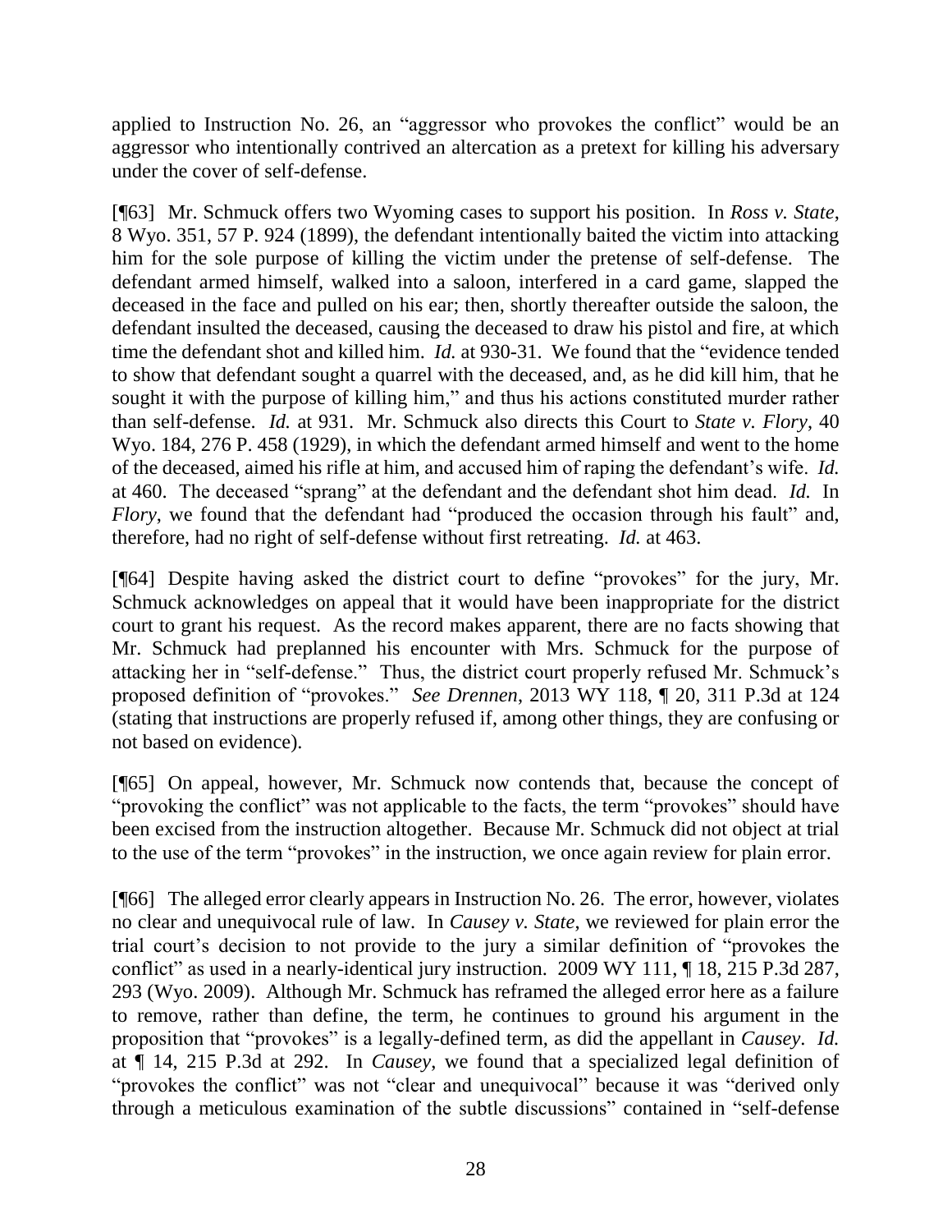applied to Instruction No. 26, an "aggressor who provokes the conflict" would be an aggressor who intentionally contrived an altercation as a pretext for killing his adversary under the cover of self-defense.

[¶63] Mr. Schmuck offers two Wyoming cases to support his position. In *Ross v. State*, 8 Wyo. 351, 57 P. 924 (1899), the defendant intentionally baited the victim into attacking him for the sole purpose of killing the victim under the pretense of self-defense. The defendant armed himself, walked into a saloon, interfered in a card game, slapped the deceased in the face and pulled on his ear; then, shortly thereafter outside the saloon, the defendant insulted the deceased, causing the deceased to draw his pistol and fire, at which time the defendant shot and killed him. *Id.* at 930-31. We found that the "evidence tended to show that defendant sought a quarrel with the deceased, and, as he did kill him, that he sought it with the purpose of killing him," and thus his actions constituted murder rather than self-defense. *Id.* at 931. Mr. Schmuck also directs this Court to *State v. Flory*, 40 Wyo. 184, 276 P. 458 (1929), in which the defendant armed himself and went to the home of the deceased, aimed his rifle at him, and accused him of raping the defendant's wife. *Id.* at 460. The deceased "sprang" at the defendant and the defendant shot him dead. *Id.* In *Flory*, we found that the defendant had "produced the occasion through his fault" and, therefore, had no right of self-defense without first retreating. *Id.* at 463.

[¶64] Despite having asked the district court to define "provokes" for the jury, Mr. Schmuck acknowledges on appeal that it would have been inappropriate for the district court to grant his request. As the record makes apparent, there are no facts showing that Mr. Schmuck had preplanned his encounter with Mrs. Schmuck for the purpose of attacking her in "self-defense." Thus, the district court properly refused Mr. Schmuck's proposed definition of "provokes." *See Drennen*, 2013 WY 118, ¶ 20, 311 P.3d at 124 (stating that instructions are properly refused if, among other things, they are confusing or not based on evidence).

[¶65] On appeal, however, Mr. Schmuck now contends that, because the concept of "provoking the conflict" was not applicable to the facts, the term "provokes" should have been excised from the instruction altogether. Because Mr. Schmuck did not object at trial to the use of the term "provokes" in the instruction, we once again review for plain error.

[¶66] The alleged error clearly appears in Instruction No. 26. The error, however, violates no clear and unequivocal rule of law. In *Causey v. State*, we reviewed for plain error the trial court's decision to not provide to the jury a similar definition of "provokes the conflict" as used in a nearly-identical jury instruction. 2009 WY 111, ¶ 18, 215 P.3d 287, 293 (Wyo. 2009). Although Mr. Schmuck has reframed the alleged error here as a failure to remove, rather than define, the term, he continues to ground his argument in the proposition that "provokes" is a legally-defined term, as did the appellant in *Causey*. *Id.* at ¶ 14, 215 P.3d at 292. In *Causey*, we found that a specialized legal definition of "provokes the conflict" was not "clear and unequivocal" because it was "derived only through a meticulous examination of the subtle discussions" contained in "self-defense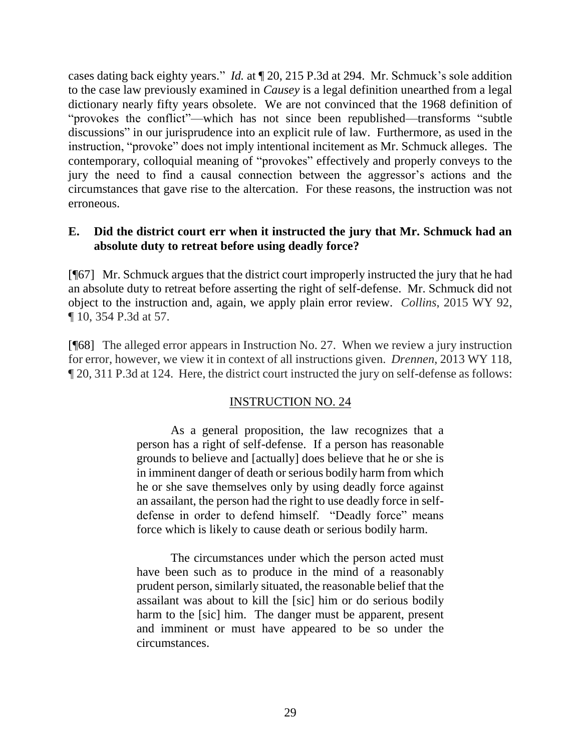cases dating back eighty years." *Id.* at ¶ 20, 215 P.3d at 294. Mr. Schmuck's sole addition to the case law previously examined in *Causey* is a legal definition unearthed from a legal dictionary nearly fifty years obsolete. We are not convinced that the 1968 definition of "provokes the conflict"—which has not since been republished—transforms "subtle discussions" in our jurisprudence into an explicit rule of law. Furthermore, as used in the instruction, "provoke" does not imply intentional incitement as Mr. Schmuck alleges. The contemporary, colloquial meaning of "provokes" effectively and properly conveys to the jury the need to find a causal connection between the aggressor's actions and the circumstances that gave rise to the altercation. For these reasons, the instruction was not erroneous.

### E. Did the district court err when it instructed the jury that Mr. Schmuck had an absolute duty to retreat before using deadly force?

[¶67] Mr. Schmuck argues that the district court improperly instructed the jury that he had an absolute duty to retreat before asserting the right of self-defense. Mr. Schmuck did not object to the instruction and, again, we apply plain error review. *Collins*, 2015 WY 92, ¶ 10, 354 P.3d at 57.

[¶68] The alleged error appears in Instruction No. 27. When we review a jury instruction for error, however, we view it in context of all instructions given. *Drennen*, 2013 WY 118, ¶ 20, 311 P.3d at 124. Here, the district court instructed the jury on self-defense as follows:

> INSTRUCTION NO. 24
>
> As a general proposition, the law recognizes that a person has a right of self-defense. If a person has reasonable grounds to believe and [actually] does believe that he or she is in imminent danger of death or serious bodily harm from which he or she save themselves only by using deadly force against an assailant, the person had the right to use deadly force in self-defense in order to defend himself. "Deadly force" means force which is likely to cause death or serious bodily harm.
>
> The circumstances under which the person acted must have been such as to produce in the mind of a reasonably prudent person, similarly situated, the reasonable belief that the assailant was about to kill the [sic] him or do serious bodily harm to the [sic] him. The danger must be apparent, present and imminent or must have appeared to be so under the circumstances.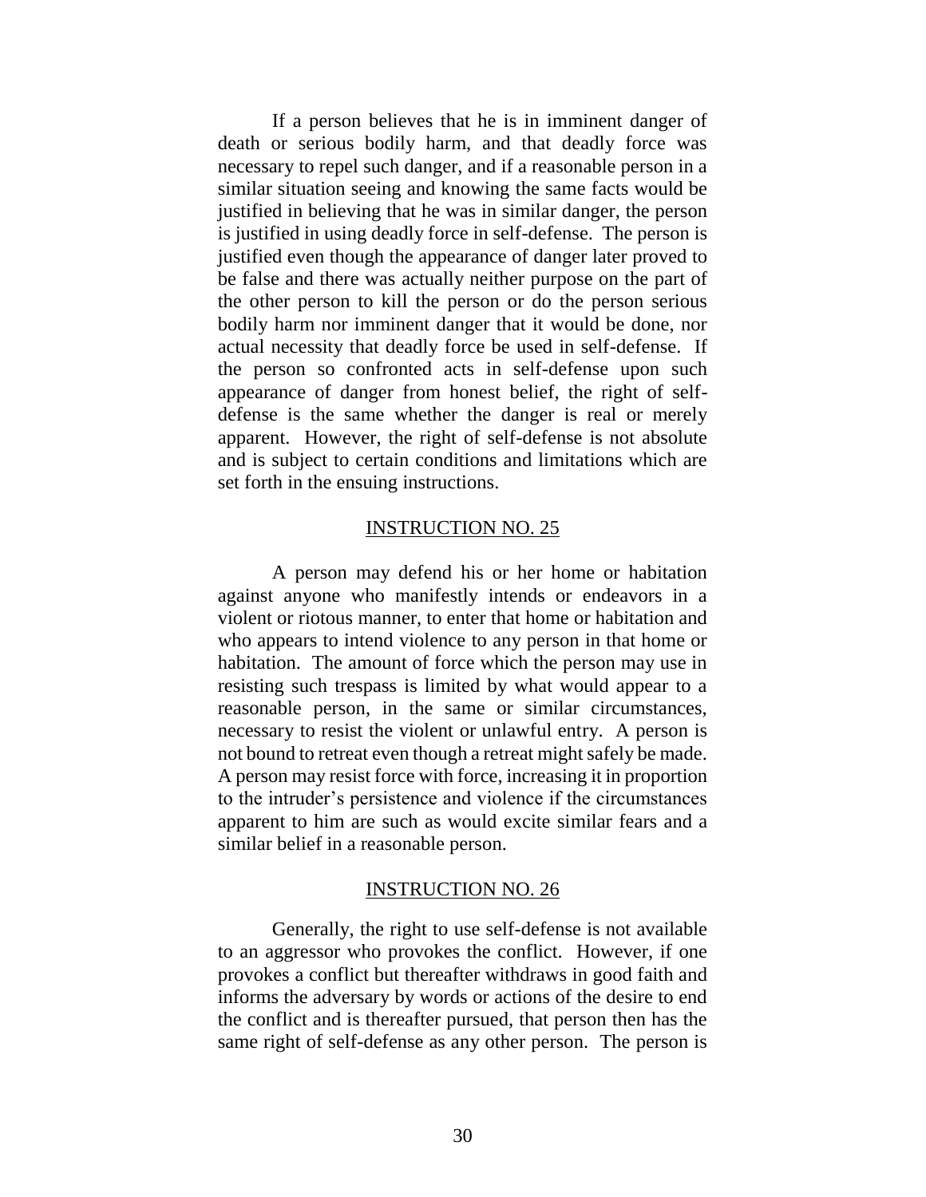If a person believes that he is in imminent danger of death or serious bodily harm, and that deadly force was necessary to repel such danger, and if a reasonable person in a similar situation seeing and knowing the same facts would be justified in believing that he was in similar danger, the person is justified in using deadly force in self-defense. The person is justified even though the appearance of danger later proved to be false and there was actually neither purpose on the part of the other person to kill the person or do the person serious bodily harm nor imminent danger that it would be done, nor actual necessity that deadly force be used in self-defense. If the person so confronted acts in self-defense upon such appearance of danger from honest belief, the right of self-defense is the same whether the danger is real or merely apparent. However, the right of self-defense is not absolute and is subject to certain conditions and limitations which are set forth in the ensuing instructions.

INSTRUCTION NO. 25

A person may defend his or her home or habitation against anyone who manifestly intends or endeavors in a violent or riotous manner, to enter that home or habitation and who appears to intend violence to any person in that home or habitation. The amount of force which the person may use in resisting such trespass is limited by what would appear to a reasonable person, in the same or similar circumstances, necessary to resist the violent or unlawful entry. A person is not bound to retreat even though a retreat might safely be made. A person may resist force with force, increasing it in proportion to the intruder's persistence and violence if the circumstances apparent to him are such as would excite similar fears and a similar belief in a reasonable person.

INSTRUCTION NO. 26

Generally, the right to use self-defense is not available to an aggressor who provokes the conflict. However, if one provokes a conflict but thereafter withdraws in good faith and informs the adversary by words or actions of the desire to end the conflict and is thereafter pursued, that person then has the same right of self-defense as any other person. The person is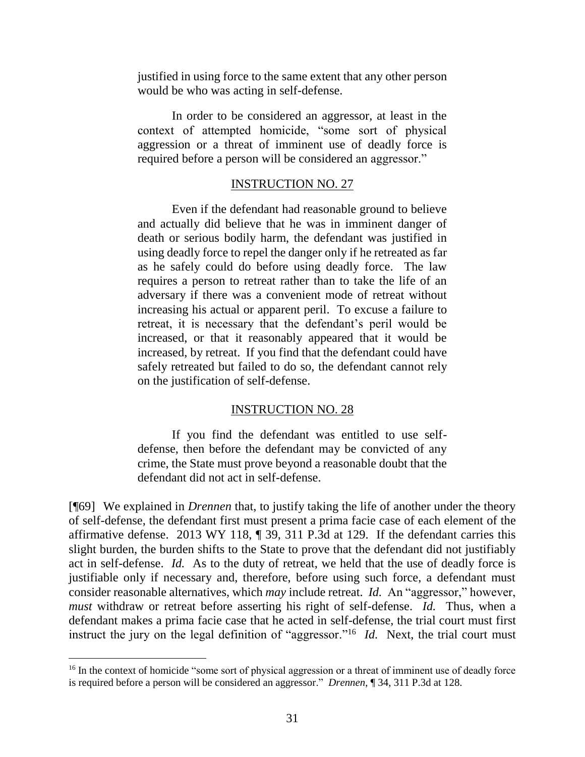justified in using force to the same extent that any other person would be who was acting in self-defense.

In order to be considered an aggressor, at least in the context of attempted homicide, "some sort of physical aggression or a threat of imminent use of deadly force is required before a person will be considered an aggressor."

INSTRUCTION NO. 27

Even if the defendant had reasonable ground to believe and actually did believe that he was in imminent danger of death or serious bodily harm, the defendant was justified in using deadly force to repel the danger only if he retreated as far as he safely could do before using deadly force. The law requires a person to retreat rather than to take the life of an adversary if there was a convenient mode of retreat without increasing his actual or apparent peril. To excuse a failure to retreat, it is necessary that the defendant's peril would be increased, or that it reasonably appeared that it would be increased, by retreat. If you find that the defendant could have safely retreated but failed to do so, the defendant cannot rely on the justification of self-defense.

INSTRUCTION NO. 28

If you find the defendant was entitled to use self-defense, then before the defendant may be convicted of any crime, the State must prove beyond a reasonable doubt that the defendant did not act in self-defense.

[¶69] We explained in *Drennen* that, to justify taking the life of another under the theory of self-defense, the defendant first must present a prima facie case of each element of the affirmative defense. 2013 WY 118, ¶ 39, 311 P.3d at 129. If the defendant carries this slight burden, the burden shifts to the State to prove that the defendant did not justifiably act in self-defense. *Id.* As to the duty of retreat, we held that the use of deadly force is justifiable only if necessary and, therefore, before using such force, a defendant must consider reasonable alternatives, which *may* include retreat. *Id.* An "aggressor," however, *must* withdraw or retreat before asserting his right of self-defense. *Id.* Thus, when a defendant makes a prima facie case that he acted in self-defense, the trial court must first instruct the jury on the legal definition of "aggressor."[16] *Id.* Next, the trial court must

[16] In the context of homicide "some sort of physical aggression or a threat of imminent use of deadly force is required before a person will be considered an aggressor." *Drennen*, ¶ 34, 311 P.3d at 128.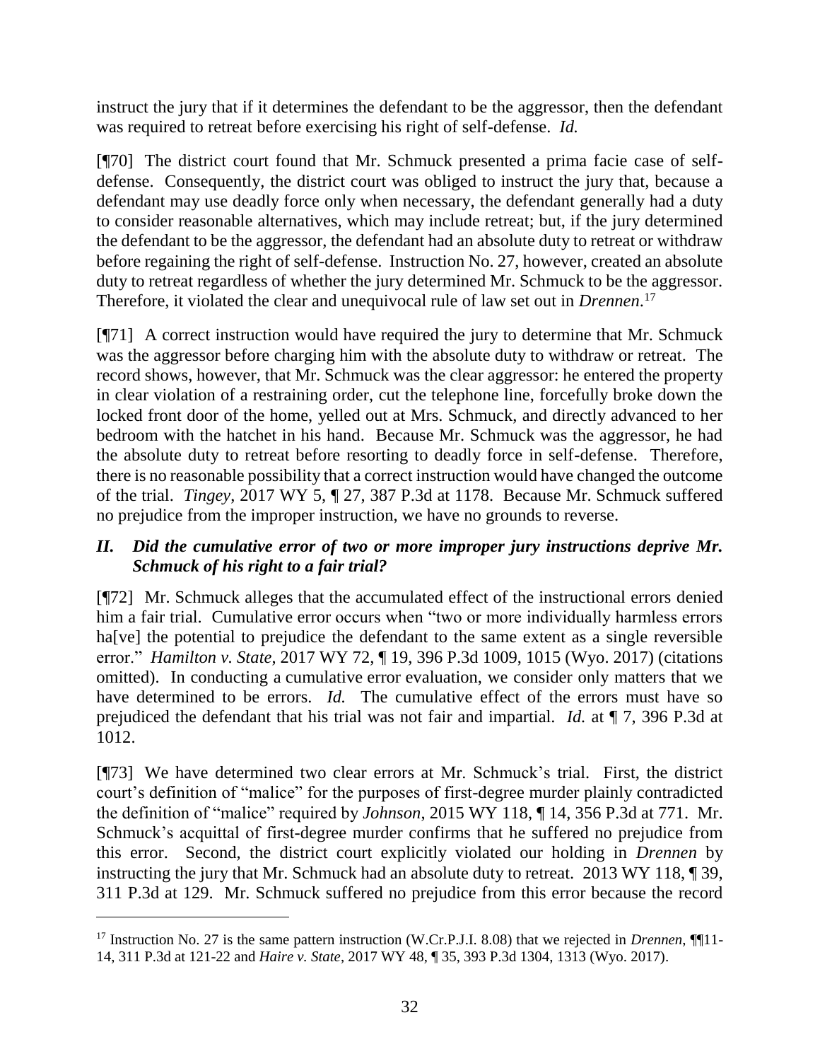instruct the jury that if it determines the defendant to be the aggressor, then the defendant was required to retreat before exercising his right of self-defense. *Id.*

[¶70] The district court found that Mr. Schmuck presented a prima facie case of self-defense. Consequently, the district court was obliged to instruct the jury that, because a defendant may use deadly force only when necessary, the defendant generally had a duty to consider reasonable alternatives, which may include retreat; but, if the jury determined the defendant to be the aggressor, the defendant had an absolute duty to retreat or withdraw before regaining the right of self-defense. Instruction No. 27, however, created an absolute duty to retreat regardless of whether the jury determined Mr. Schmuck to be the aggressor. Therefore, it violated the clear and unequivocal rule of law set out in *Drennen*.[17]

[¶71] A correct instruction would have required the jury to determine that Mr. Schmuck was the aggressor before charging him with the absolute duty to withdraw or retreat. The record shows, however, that Mr. Schmuck was the clear aggressor: he entered the property in clear violation of a restraining order, cut the telephone line, forcefully broke down the locked front door of the home, yelled out at Mrs. Schmuck, and directly advanced to her bedroom with the hatchet in his hand. Because Mr. Schmuck was the aggressor, he had the absolute duty to retreat before resorting to deadly force in self-defense. Therefore, there is no reasonable possibility that a correct instruction would have changed the outcome of the trial. *Tingey*, 2017 WY 5, ¶ 27, 387 P.3d at 1178. Because Mr. Schmuck suffered no prejudice from the improper instruction, we have no grounds to reverse.

### *II. Did the cumulative error of two or more improper jury instructions deprive Mr. Schmuck of his right to a fair trial?*

[¶72] Mr. Schmuck alleges that the accumulated effect of the instructional errors denied him a fair trial. Cumulative error occurs when "two or more individually harmless errors ha[ve] the potential to prejudice the defendant to the same extent as a single reversible error." *Hamilton v. State*, 2017 WY 72, ¶ 19, 396 P.3d 1009, 1015 (Wyo. 2017) (citations omitted). In conducting a cumulative error evaluation, we consider only matters that we have determined to be errors. *Id.* The cumulative effect of the errors must have so prejudiced the defendant that his trial was not fair and impartial. *Id.* at ¶ 7, 396 P.3d at 1012.

[¶73] We have determined two clear errors at Mr. Schmuck's trial. First, the district court's definition of "malice" for the purposes of first-degree murder plainly contradicted the definition of "malice" required by *Johnson*, 2015 WY 118, ¶ 14, 356 P.3d at 771. Mr. Schmuck's acquittal of first-degree murder confirms that he suffered no prejudice from this error. Second, the district court explicitly violated our holding in *Drennen* by instructing the jury that Mr. Schmuck had an absolute duty to retreat. 2013 WY 118, ¶ 39, 311 P.3d at 129. Mr. Schmuck suffered no prejudice from this error because the record

---

[17] Instruction No. 27 is the same pattern instruction (W.Cr.P.J.I. 8.08) that we rejected in *Drennen*, ¶¶11-14, 311 P.3d at 121-22 and *Haire v. State*, 2017 WY 48, ¶ 35, 393 P.3d 1304, 1313 (Wyo. 2017).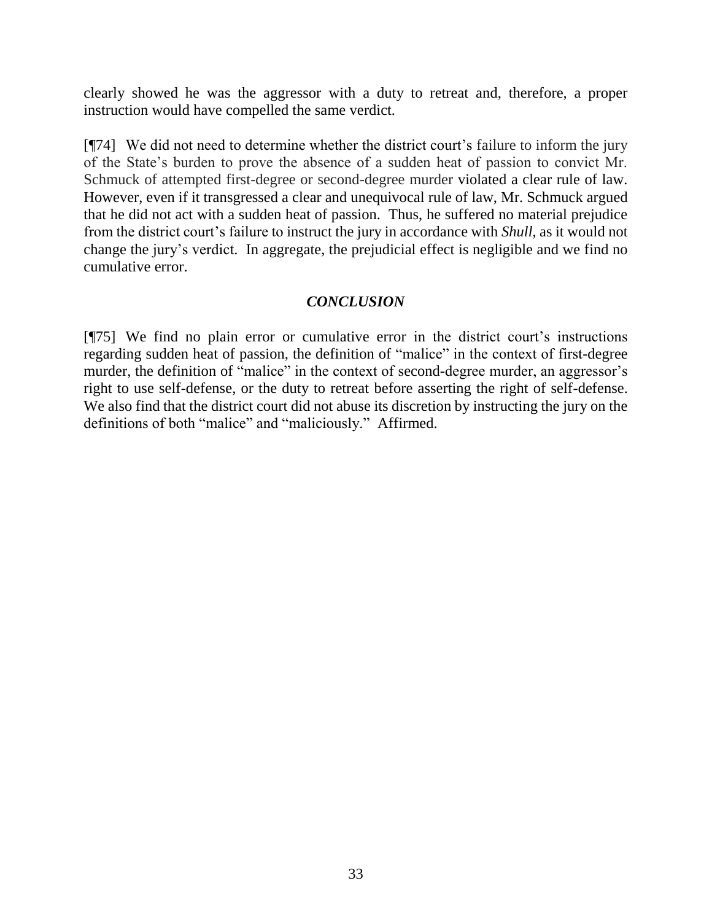clearly showed he was the aggressor with a duty to retreat and, therefore, a proper instruction would have compelled the same verdict.

[¶74] We did not need to determine whether the district court's failure to inform the jury of the State's burden to prove the absence of a sudden heat of passion to convict Mr. Schmuck of attempted first-degree or second-degree murder violated a clear rule of law. However, even if it transgressed a clear and unequivocal rule of law, Mr. Schmuck argued that he did not act with a sudden heat of passion. Thus, he suffered no material prejudice from the district court's failure to instruct the jury in accordance with *Shull*, as it would not change the jury's verdict. In aggregate, the prejudicial effect is negligible and we find no cumulative error.

### *CONCLUSION*

[¶75] We find no plain error or cumulative error in the district court's instructions regarding sudden heat of passion, the definition of "malice" in the context of first-degree murder, the definition of "malice" in the context of second-degree murder, an aggressor's right to use self-defense, or the duty to retreat before asserting the right of self-defense. We also find that the district court did not abuse its discretion by instructing the jury on the definitions of both "malice" and "maliciously." Affirmed.